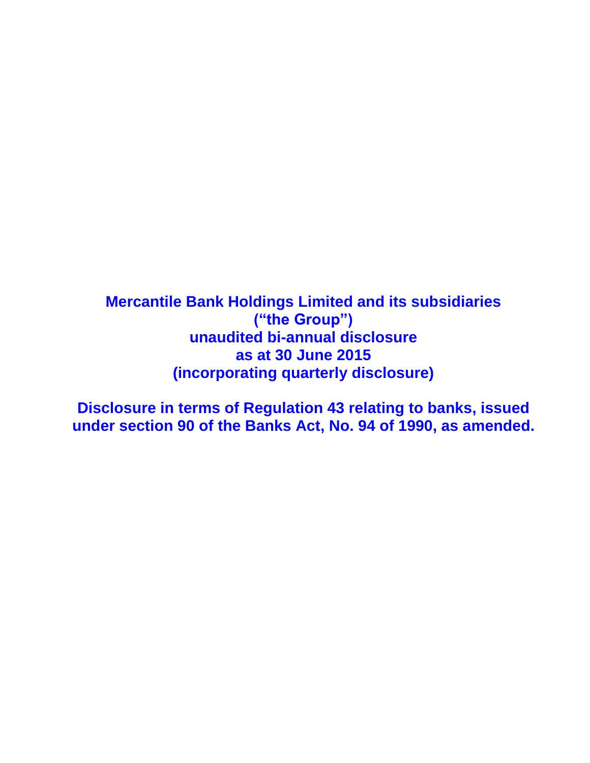# Mercantile Bank Holdings Limited and its subsidiaries
# (“the Group”)
# unaudited bi-annual disclosure
# as at 30 June 2015
# (incorporating quarterly disclosure)

**Disclosure in terms of Regulation 43 relating to banks, issued under section 90 of the Banks Act, No. 94 of 1990, as amended.**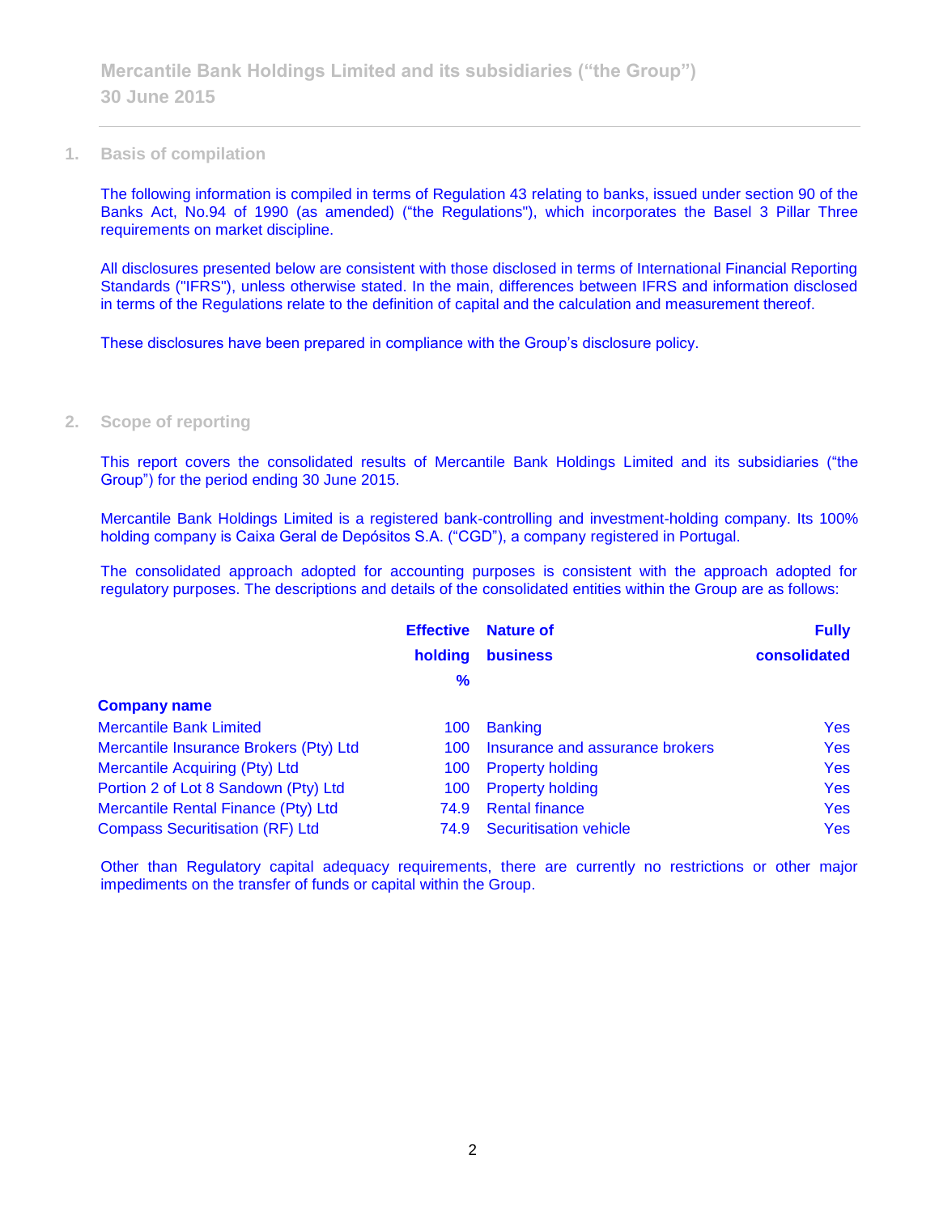## 1. Basis of compilation

The following information is compiled in terms of Regulation 43 relating to banks, issued under section 90 of the Banks Act, No.94 of 1990 (as amended) ("the Regulations"), which incorporates the Basel 3 Pillar Three requirements on market discipline.

All disclosures presented below are consistent with those disclosed in terms of International Financial Reporting Standards ("IFRS"), unless otherwise stated. In the main, differences between IFRS and information disclosed in terms of the Regulations relate to the definition of capital and the calculation and measurement thereof.

These disclosures have been prepared in compliance with the Group's disclosure policy.

## 2. Scope of reporting

This report covers the consolidated results of Mercantile Bank Holdings Limited and its subsidiaries ("the Group") for the period ending 30 June 2015.

Mercantile Bank Holdings Limited is a registered bank-controlling and investment-holding company. Its 100% holding company is Caixa Geral de Depósitos S.A. ("CGD"), a company registered in Portugal.

The consolidated approach adopted for accounting purposes is consistent with the approach adopted for regulatory purposes. The descriptions and details of the consolidated entities within the Group are as follows:

| Company name | Effective holding % | Nature of business | Fully consolidated |
|---|---|---|---|
| Mercantile Bank Limited | 100 | Banking | Yes |
| Mercantile Insurance Brokers (Pty) Ltd | 100 | Insurance and assurance brokers | Yes |
| Mercantile Acquiring (Pty) Ltd | 100 | Property holding | Yes |
| Portion 2 of Lot 8 Sandown (Pty) Ltd | 100 | Property holding | Yes |
| Mercantile Rental Finance (Pty) Ltd | 74.9 | Rental finance | Yes |
| Compass Securitisation (RF) Ltd | 74.9 | Securitisation vehicle | Yes |

Other than Regulatory capital adequacy requirements, there are currently no restrictions or other major impediments on the transfer of funds or capital within the Group.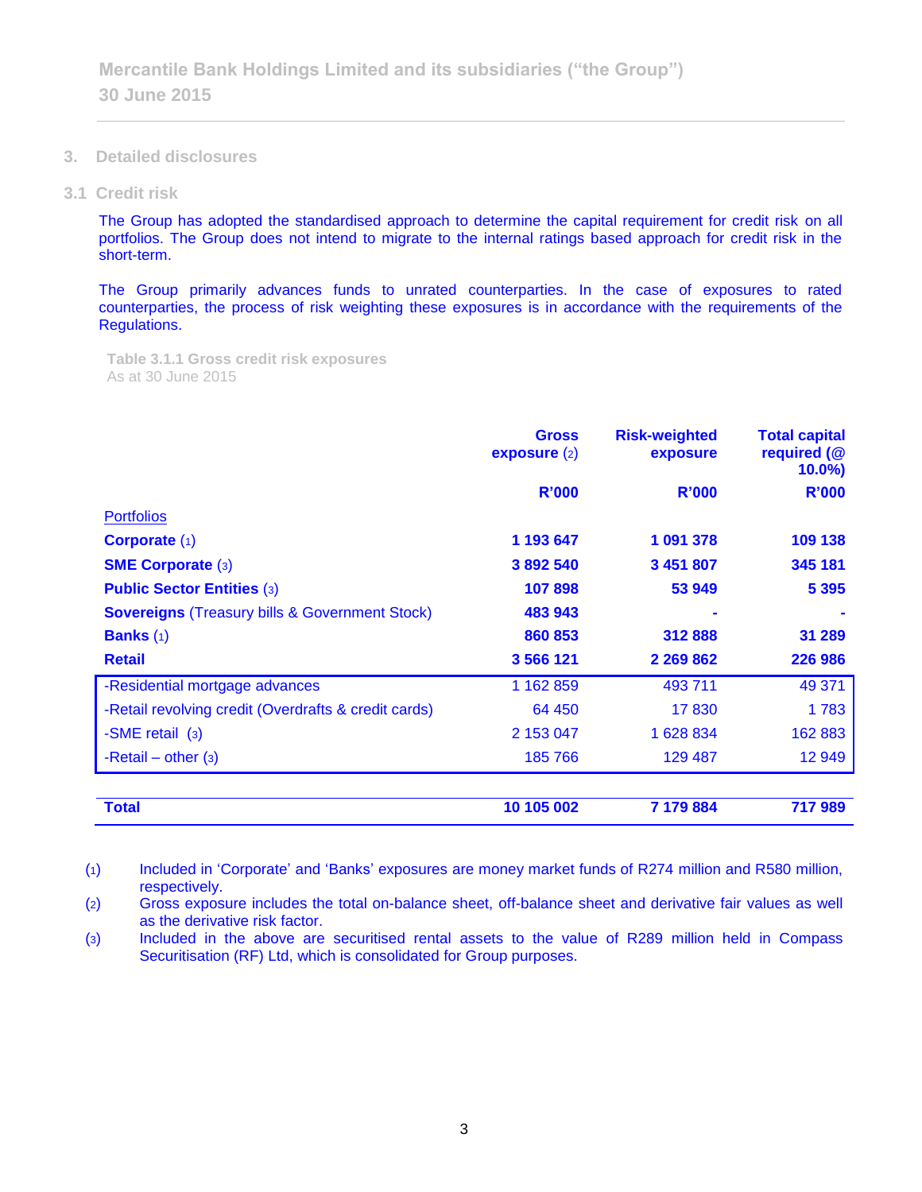## 3. Detailed disclosures

### 3.1 Credit risk

The Group has adopted the standardised approach to determine the capital requirement for credit risk on all portfolios. The Group does not intend to migrate to the internal ratings based approach for credit risk in the short-term.

The Group primarily advances funds to unrated counterparties. In the case of exposures to rated counterparties, the process of risk weighting these exposures is in accordance with the requirements of the Regulations.

**Table 3.1.1 Gross credit risk exposures**
As at 30 June 2015

| | **Gross exposure** (2) | **Risk-weighted exposure** | **Total capital required (@ 10.0%)** |
|---|---|---|---|
| | **R'000** | **R'000** | **R'000** |
| Portfolios | | | |
| **Corporate** (1) | **1 193 647** | **1 091 378** | **109 138** |
| **SME Corporate** (3) | **3 892 540** | **3 451 807** | **345 181** |
| **Public Sector Entities** (3) | **107 898** | **53 949** | **5 395** |
| **Sovereigns** (Treasury bills & Government Stock) | **483 943** | **-** | **-** |
| **Banks** (1) | **860 853** | **312 888** | **31 289** |
| **Retail** | **3 566 121** | **2 269 862** | **226 986** |
| -Residential mortgage advances | 1 162 859 | 493 711 | 49 371 |
| -Retail revolving credit (Overdrafts & credit cards) | 64 450 | 17 830 | 1 783 |
| -SME retail (3) | 2 153 047 | 1 628 834 | 162 883 |
| -Retail – other (3) | 185 766 | 129 487 | 12 949 |
| **Total** | **10 105 002** | **7 179 884** | **717 989** |

(1) Included in 'Corporate' and 'Banks' exposures are money market funds of R274 million and R580 million, respectively.

(2) Gross exposure includes the total on-balance sheet, off-balance sheet and derivative fair values as well as the derivative risk factor.

(3) Included in the above are securitised rental assets to the value of R289 million held in Compass Securitisation (RF) Ltd, which is consolidated for Group purposes.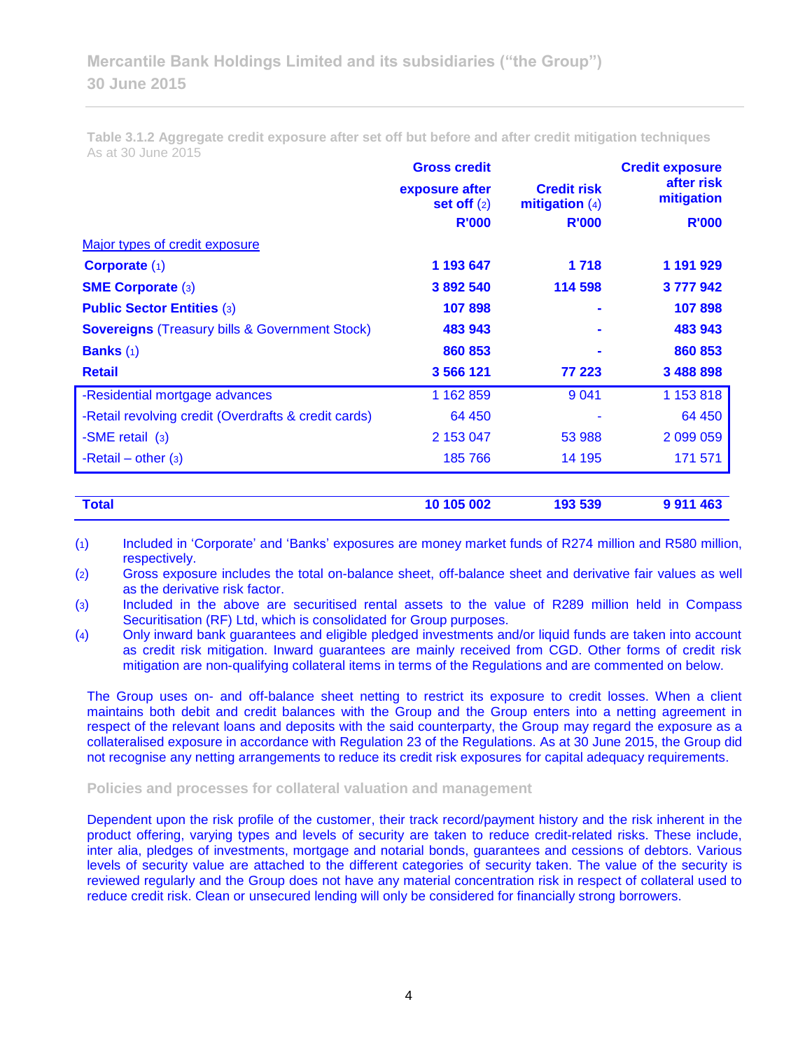Table 3.1.2 Aggregate credit exposure after set off but before and after credit mitigation techniques
As at 30 June 2015

| | Gross credit exposure after set off (2) R'000 | Credit risk mitigation (4) R'000 | Credit exposure after risk mitigation R'000 |
|---|---|---|---|
| Major types of credit exposure | | | |
| **Corporate** (1) | **1 193 647** | **1 718** | **1 191 929** |
| **SME Corporate** (3) | **3 892 540** | **114 598** | **3 777 942** |
| **Public Sector Entities** (3) | **107 898** | **-** | **107 898** |
| **Sovereigns** (Treasury bills & Government Stock) | **483 943** | **-** | **483 943** |
| **Banks** (1) | **860 853** | **-** | **860 853** |
| **Retail** | **3 566 121** | **77 223** | **3 488 898** |
| -Residential mortgage advances | 1 162 859 | 9 041 | 1 153 818 |
| -Retail revolving credit (Overdrafts & credit cards) | 64 450 | - | 64 450 |
| -SME retail (3) | 2 153 047 | 53 988 | 2 099 059 |
| -Retail – other (3) | 185 766 | 14 195 | 171 571 |
| **Total** | **10 105 002** | **193 539** | **9 911 463** |

(1) Included in 'Corporate' and 'Banks' exposures are money market funds of R274 million and R580 million, respectively.

(2) Gross exposure includes the total on-balance sheet, off-balance sheet and derivative fair values as well as the derivative risk factor.

(3) Included in the above are securitised rental assets to the value of R289 million held in Compass Securitisation (RF) Ltd, which is consolidated for Group purposes.

(4) Only inward bank guarantees and eligible pledged investments and/or liquid funds are taken into account as credit risk mitigation. Inward guarantees are mainly received from CGD. Other forms of credit risk mitigation are non-qualifying collateral items in terms of the Regulations and are commented on below.

The Group uses on- and off-balance sheet netting to restrict its exposure to credit losses. When a client maintains both debit and credit balances with the Group and the Group enters into a netting agreement in respect of the relevant loans and deposits with the said counterparty, the Group may regard the exposure as a collateralised exposure in accordance with Regulation 23 of the Regulations. As at 30 June 2015, the Group did not recognise any netting arrangements to reduce its credit risk exposures for capital adequacy requirements.

## Policies and processes for collateral valuation and management

Dependent upon the risk profile of the customer, their track record/payment history and the risk inherent in the product offering, varying types and levels of security are taken to reduce credit-related risks. These include, inter alia, pledges of investments, mortgage and notarial bonds, guarantees and cessions of debtors. Various levels of security value are attached to the different categories of security taken. The value of the security is reviewed regularly and the Group does not have any material concentration risk in respect of collateral used to reduce credit risk. Clean or unsecured lending will only be considered for financially strong borrowers.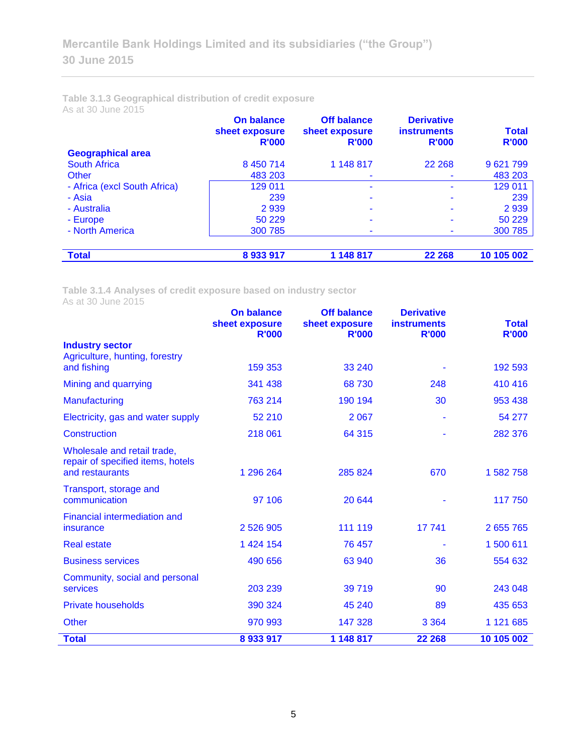Table 3.1.3 Geographical distribution of credit exposure
As at 30 June 2015

| Geographical area | On balance sheet exposure R'000 | Off balance sheet exposure R'000 | Derivative instruments R'000 | Total R'000 |
|---|---|---|---|---|
| South Africa | 8 450 714 | 1 148 817 | 22 268 | 9 621 799 |
| Other | 483 203 | - | - | 483 203 |
| - Africa (excl South Africa) | 129 011 | - | - | 129 011 |
| - Asia | 239 | - | - | 239 |
| - Australia | 2 939 | - | - | 2 939 |
| - Europe | 50 229 | - | - | 50 229 |
| - North America | 300 785 | - | - | 300 785 |
| **Total** | **8 933 917** | **1 148 817** | **22 268** | **10 105 002** |

Table 3.1.4 Analyses of credit exposure based on industry sector
As at 30 June 2015

| Industry sector | On balance sheet exposure R'000 | Off balance sheet exposure R'000 | Derivative instruments R'000 | Total R'000 |
|---|---|---|---|---|
| Agriculture, hunting, forestry and fishing | 159 353 | 33 240 | - | 192 593 |
| Mining and quarrying | 341 438 | 68 730 | 248 | 410 416 |
| Manufacturing | 763 214 | 190 194 | 30 | 953 438 |
| Electricity, gas and water supply | 52 210 | 2 067 | - | 54 277 |
| Construction | 218 061 | 64 315 | - | 282 376 |
| Wholesale and retail trade, repair of specified items, hotels and restaurants | 1 296 264 | 285 824 | 670 | 1 582 758 |
| Transport, storage and communication | 97 106 | 20 644 | - | 117 750 |
| Financial intermediation and insurance | 2 526 905 | 111 119 | 17 741 | 2 655 765 |
| Real estate | 1 424 154 | 76 457 | - | 1 500 611 |
| Business services | 490 656 | 63 940 | 36 | 554 632 |
| Community, social and personal services | 203 239 | 39 719 | 90 | 243 048 |
| Private households | 390 324 | 45 240 | 89 | 435 653 |
| Other | 970 993 | 147 328 | 3 364 | 1 121 685 |
| **Total** | **8 933 917** | **1 148 817** | **22 268** | **10 105 002** |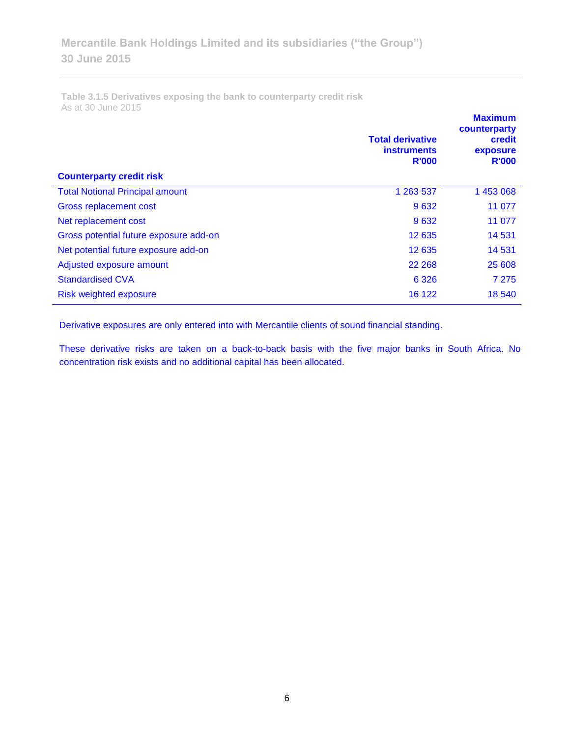**Table 3.1.5 Derivatives exposing the bank to counterparty credit risk**
As at 30 June 2015

| Counterparty credit risk | Total derivative instruments R'000 | Maximum counterparty credit exposure R'000 |
|---|---|---|
| Total Notional Principal amount | 1 263 537 | 1 453 068 |
| Gross replacement cost | 9 632 | 11 077 |
| Net replacement cost | 9 632 | 11 077 |
| Gross potential future exposure add-on | 12 635 | 14 531 |
| Net potential future exposure add-on | 12 635 | 14 531 |
| Adjusted exposure amount | 22 268 | 25 608 |
| Standardised CVA | 6 326 | 7 275 |
| Risk weighted exposure | 16 122 | 18 540 |

Derivative exposures are only entered into with Mercantile clients of sound financial standing.

These derivative risks are taken on a back-to-back basis with the five major banks in South Africa. No concentration risk exists and no additional capital has been allocated.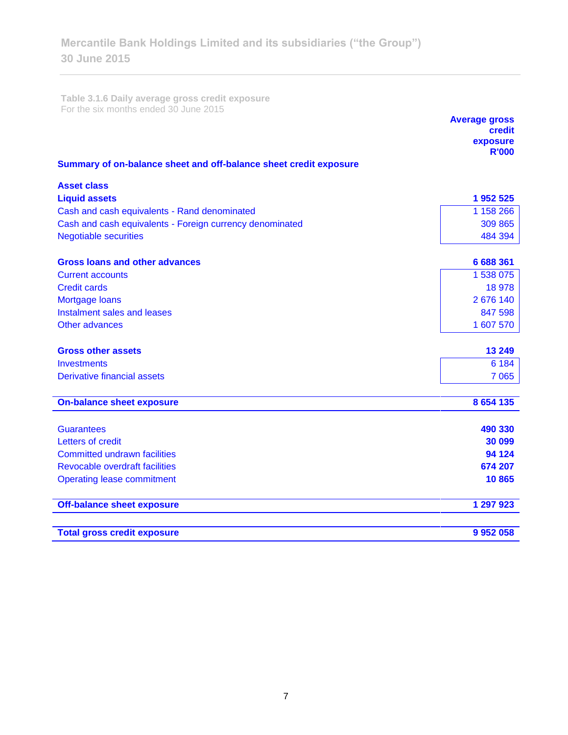**Table 3.1.6 Daily average gross credit exposure**
For the six months ended 30 June 2015

| | Average gross credit exposure R'000 |
|---|---|
| **Summary of on-balance sheet and off-balance sheet credit exposure** | |
| **Asset class** | |
| **Liquid assets** | **1 952 525** |
| Cash and cash equivalents - Rand denominated | 1 158 266 |
| Cash and cash equivalents - Foreign currency denominated | 309 865 |
| Negotiable securities | 484 394 |
| **Gross loans and other advances** | **6 688 361** |
| Current accounts | 1 538 075 |
| Credit cards | 18 978 |
| Mortgage loans | 2 676 140 |
| Instalment sales and leases | 847 598 |
| Other advances | 1 607 570 |
| **Gross other assets** | **13 249** |
| Investments | 6 184 |
| Derivative financial assets | 7 065 |
| **On-balance sheet exposure** | **8 654 135** |
| Guarantees | **490 330** |
| Letters of credit | **30 099** |
| Committed undrawn facilities | **94 124** |
| Revocable overdraft facilities | **674 207** |
| Operating lease commitment | **10 865** |
| **Off-balance sheet exposure** | **1 297 923** |
| **Total gross credit exposure** | **9 952 058** |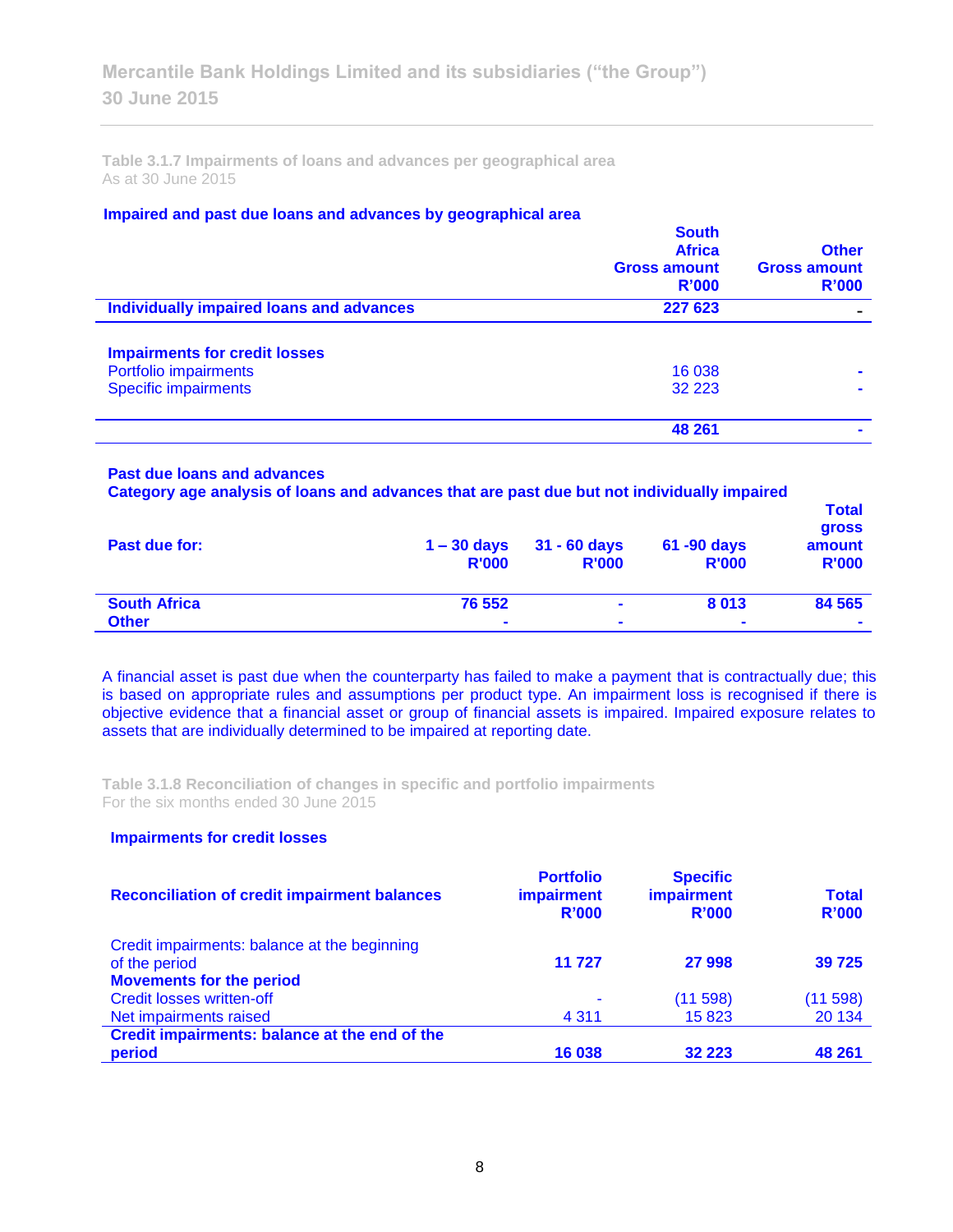Table 3.1.7 Impairments of loans and advances per geographical area
As at 30 June 2015

**Impaired and past due loans and advances by geographical area**

| | South Africa Gross amount R'000 | Other Gross amount R'000 |
|---|---|---|
| **Individually impaired loans and advances** | **227 623** | **-** |
| | | |
| **Impairments for credit losses** | | |
| Portfolio impairments | 16 038 | - |
| Specific impairments | 32 223 | - |
| | **48 261** | **-** |

**Past due loans and advances**
**Category age analysis of loans and advances that are past due but not individually impaired**

| Past due for: | 1 – 30 days R'000 | 31 - 60 days R'000 | 61 -90 days R'000 | Total gross amount R'000 |
|---|---|---|---|---|
| **South Africa** | **76 552** | **-** | **8 013** | **84 565** |
| **Other** | **-** | **-** | **-** | **-** |

A financial asset is past due when the counterparty has failed to make a payment that is contractually due; this is based on appropriate rules and assumptions per product type. An impairment loss is recognised if there is objective evidence that a financial asset or group of financial assets is impaired. Impaired exposure relates to assets that are individually determined to be impaired at reporting date.

Table 3.1.8 Reconciliation of changes in specific and portfolio impairments
For the six months ended 30 June 2015

**Impairments for credit losses**

| Reconciliation of credit impairment balances | Portfolio impairment R'000 | Specific impairment R'000 | Total R'000 |
|---|---|---|---|
| Credit impairments: balance at the beginning of the period | **11 727** | **27 998** | **39 725** |
| **Movements for the period** | | | |
| Credit losses written-off | - | (11 598) | (11 598) |
| Net impairments raised | 4 311 | 15 823 | 20 134 |
| **Credit impairments: balance at the end of the period** | **16 038** | **32 223** | **48 261** |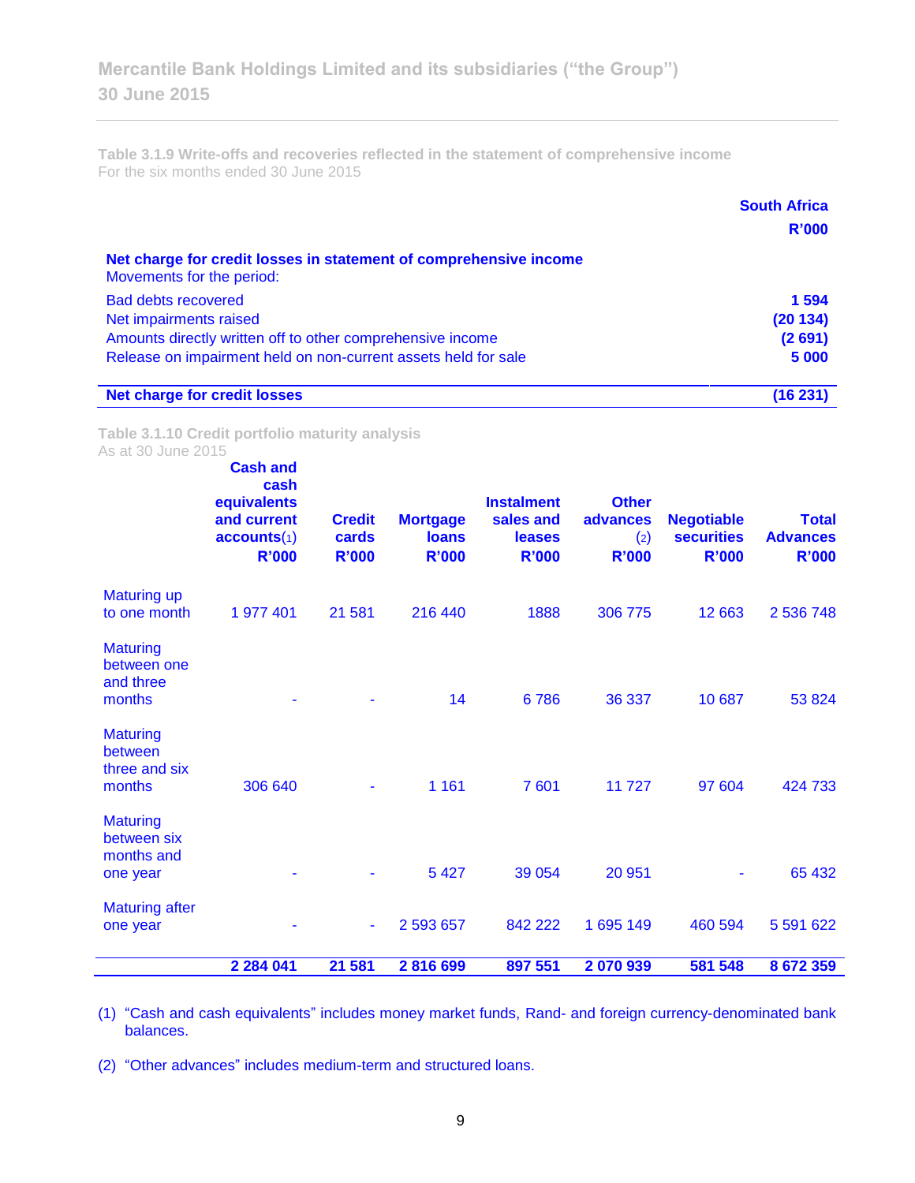**Table 3.1.9 Write-offs and recoveries reflected in the statement of comprehensive income**
For the six months ended 30 June 2015

| | South Africa R'000 |
|---|---|
| **Net charge for credit losses in statement of comprehensive income** | |
| Movements for the period: | |
| Bad debts recovered | **1 594** |
| Net impairments raised | **(20 134)** |
| Amounts directly written off to other comprehensive income | **(2 691)** |
| Release on impairment held on non-current assets held for sale | **5 000** |
| **Net charge for credit losses** | **(16 231)** |

**Table 3.1.10 Credit portfolio maturity analysis**
As at 30 June 2015

| | Cash and cash equivalents and current accounts(1) R'000 | Credit cards R'000 | Mortgage loans R'000 | Instalment sales and leases R'000 | Other advances (2) R'000 | Negotiable securities R'000 | Total Advances R'000 |
|---|---|---|---|---|---|---|---|
| Maturing up to one month | 1 977 401 | 21 581 | 216 440 | 1888 | 306 775 | 12 663 | 2 536 748 |
| Maturing between one and three months | - | - | 14 | 6 786 | 36 337 | 10 687 | 53 824 |
| Maturing between three and six months | 306 640 | - | 1 161 | 7 601 | 11 727 | 97 604 | 424 733 |
| Maturing between six months and one year | - | - | 5 427 | 39 054 | 20 951 | - | 65 432 |
| Maturing after one year | - | - | 2 593 657 | 842 222 | 1 695 149 | 460 594 | 5 591 622 |
| | **2 284 041** | **21 581** | **2 816 699** | **897 551** | **2 070 939** | **581 548** | **8 672 359** |

(1) "Cash and cash equivalents" includes money market funds, Rand- and foreign currency-denominated bank balances.

(2) "Other advances" includes medium-term and structured loans.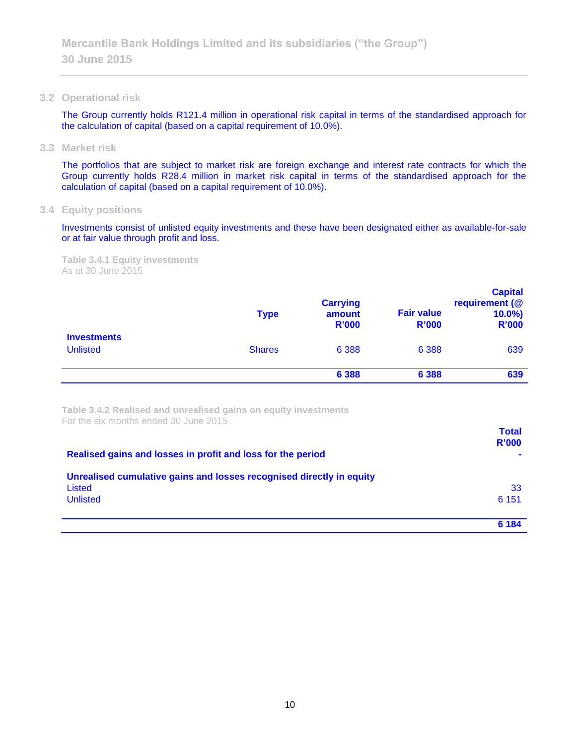### 3.2 Operational risk

The Group currently holds R121.4 million in operational risk capital in terms of the standardised approach for the calculation of capital (based on a capital requirement of 10.0%).

### 3.3 Market risk

The portfolios that are subject to market risk are foreign exchange and interest rate contracts for which the Group currently holds R28.4 million in market risk capital in terms of the standardised approach for the calculation of capital (based on a capital requirement of 10.0%).

### 3.4 Equity positions

Investments consist of unlisted equity investments and these have been designated either as available-for-sale or at fair value through profit and loss.

**Table 3.4.1 Equity investments**
As at 30 June 2015

| | Type | Carrying amount R'000 | Fair value R'000 | Capital requirement (@ 10.0%) R'000 |
|---|---|---|---|---|
| **Investments** | | | | |
| Unlisted | Shares | 6 388 | 6 388 | 639 |
| | | **6 388** | **6 388** | **639** |

**Table 3.4.2 Realised and unrealised gains on equity investments**
For the six months ended 30 June 2015

| | Total R'000 |
|---|---|
| **Realised gains and losses in profit and loss for the period** | **-** |
| **Unrealised cumulative gains and losses recognised directly in equity** | |
| Listed | 33 |
| Unlisted | 6 151 |
| | **6 184** |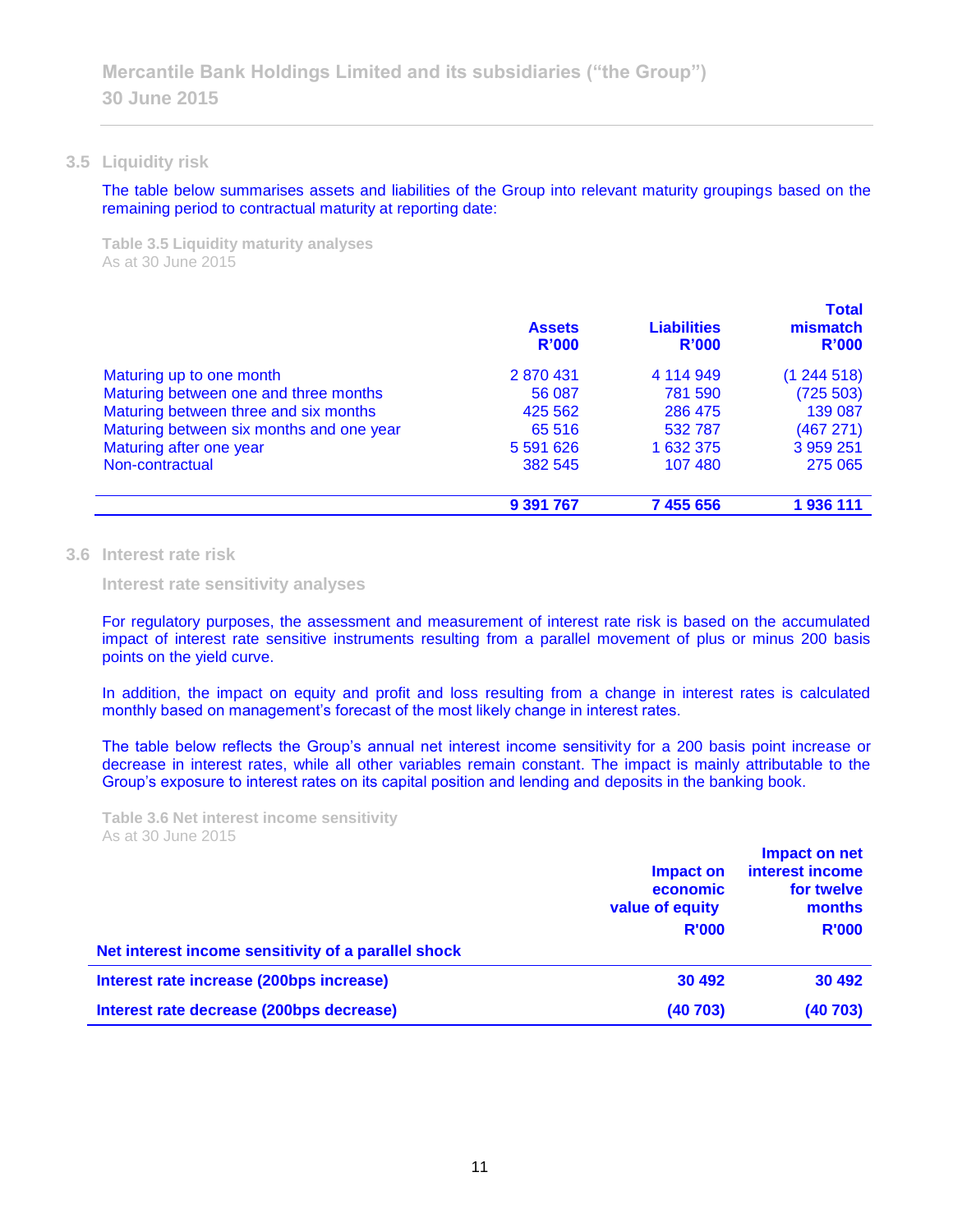## 3.5 Liquidity risk

The table below summarises assets and liabilities of the Group into relevant maturity groupings based on the remaining period to contractual maturity at reporting date:

**Table 3.5 Liquidity maturity analyses**
As at 30 June 2015

| | Assets R'000 | Liabilities R'000 | Total mismatch R'000 |
|---|---|---|---|
| Maturing up to one month | 2 870 431 | 4 114 949 | (1 244 518) |
| Maturing between one and three months | 56 087 | 781 590 | (725 503) |
| Maturing between three and six months | 425 562 | 286 475 | 139 087 |
| Maturing between six months and one year | 65 516 | 532 787 | (467 271) |
| Maturing after one year | 5 591 626 | 1 632 375 | 3 959 251 |
| Non-contractual | 382 545 | 107 480 | 275 065 |
| | **9 391 767** | **7 455 656** | **1 936 111** |

## 3.6 Interest rate risk

### Interest rate sensitivity analyses

For regulatory purposes, the assessment and measurement of interest rate risk is based on the accumulated impact of interest rate sensitive instruments resulting from a parallel movement of plus or minus 200 basis points on the yield curve.

In addition, the impact on equity and profit and loss resulting from a change in interest rates is calculated monthly based on management's forecast of the most likely change in interest rates.

The table below reflects the Group's annual net interest income sensitivity for a 200 basis point increase or decrease in interest rates, while all other variables remain constant. The impact is mainly attributable to the Group's exposure to interest rates on its capital position and lending and deposits in the banking book.

**Table 3.6 Net interest income sensitivity**
As at 30 June 2015

| | Impact on economic value of equity R'000 | Impact on net interest income for twelve months R'000 |
|---|---|---|
| **Net interest income sensitivity of a parallel shock** | | |
| **Interest rate increase (200bps increase)** | **30 492** | **30 492** |
| **Interest rate decrease (200bps decrease)** | **(40 703)** | **(40 703)** |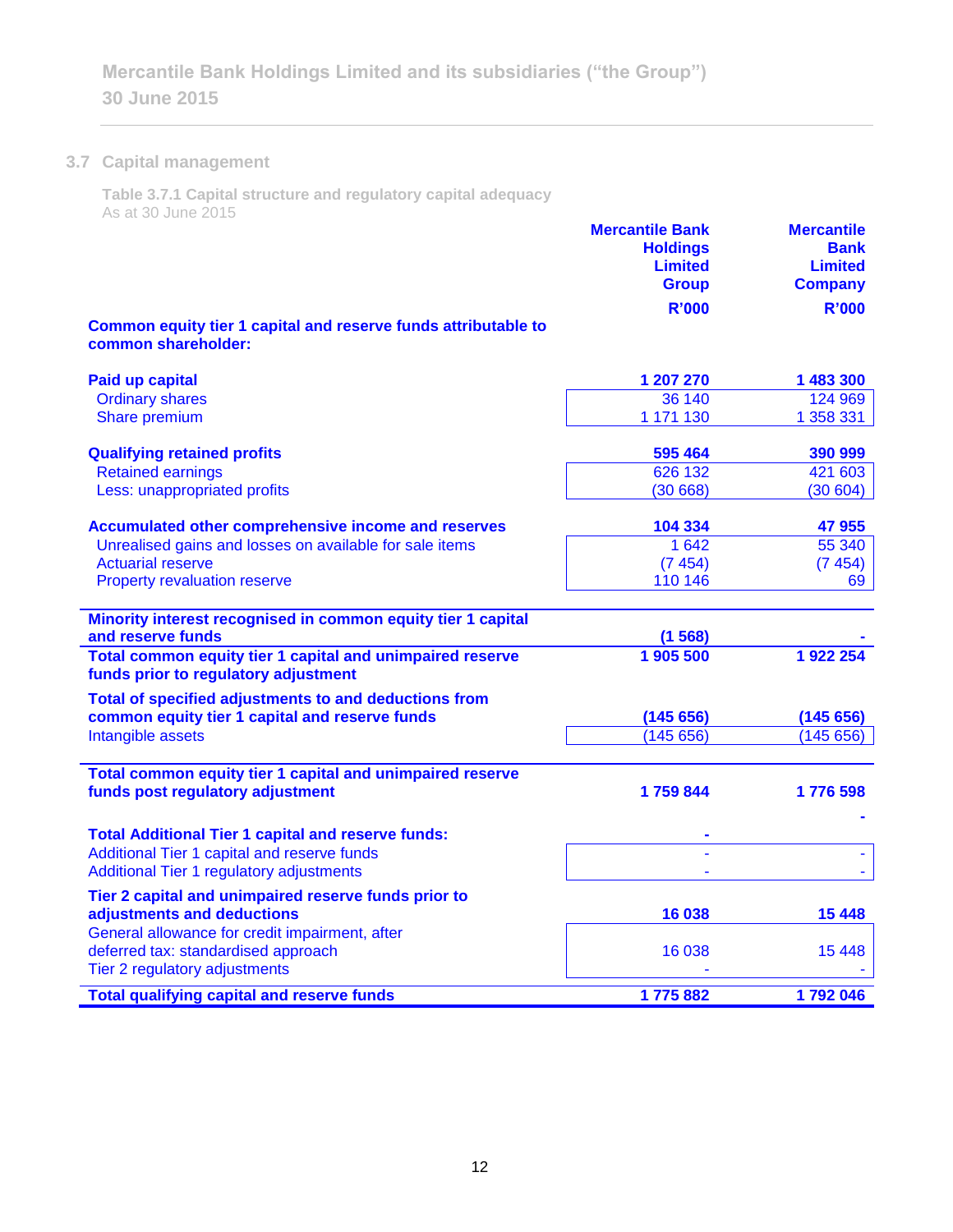## 3.7 Capital management

**Table 3.7.1 Capital structure and regulatory capital adequacy**
As at 30 June 2015

| | Mercantile Bank Holdings Limited Group R'000 | Mercantile Bank Limited Company R'000 |
|---|---|---|
| **Common equity tier 1 capital and reserve funds attributable to common shareholder:** | | |
| **Paid up capital** | **1 207 270** | **1 483 300** |
| Ordinary shares | 36 140 | 124 969 |
| Share premium | 1 171 130 | 1 358 331 |
| **Qualifying retained profits** | **595 464** | **390 999** |
| Retained earnings | 626 132 | 421 603 |
| Less: unappropriated profits | (30 668) | (30 604) |
| **Accumulated other comprehensive income and reserves** | **104 334** | **47 955** |
| Unrealised gains and losses on available for sale items | 1 642 | 55 340 |
| Actuarial reserve | (7 454) | (7 454) |
| Property revaluation reserve | 110 146 | 69 |
| **Minority interest recognised in common equity tier 1 capital and reserve funds** | **(1 568)** | **-** |
| **Total common equity tier 1 capital and unimpaired reserve funds prior to regulatory adjustment** | **1 905 500** | **1 922 254** |
| **Total of specified adjustments to and deductions from common equity tier 1 capital and reserve funds** | **(145 656)** | **(145 656)** |
| Intangible assets | (145 656) | (145 656) |
| **Total common equity tier 1 capital and unimpaired reserve funds post regulatory adjustment** | **1 759 844** | **1 776 598** |
| **Total Additional Tier 1 capital and reserve funds:** | **-** | **-** |
| Additional Tier 1 capital and reserve funds | - | - |
| Additional Tier 1 regulatory adjustments | - | - |
| **Tier 2 capital and unimpaired reserve funds prior to adjustments and deductions** | **16 038** | **15 448** |
| General allowance for credit impairment, after deferred tax: standardised approach | 16 038 | 15 448 |
| Tier 2 regulatory adjustments | - | - |
| **Total qualifying capital and reserve funds** | **1 775 882** | **1 792 046** |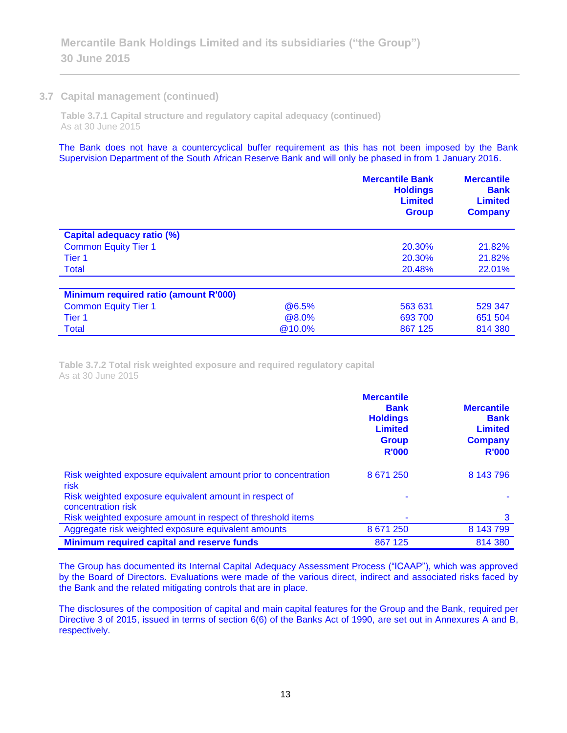### 3.7 Capital management (continued)

**Table 3.7.1 Capital structure and regulatory capital adequacy (continued)**
As at 30 June 2015

The Bank does not have a countercyclical buffer requirement as this has not been imposed by the Bank Supervision Department of the South African Reserve Bank and will only be phased in from 1 January 2016.

| | | Mercantile Bank Holdings Limited Group | Mercantile Bank Limited Company |
|---|---|---|---|
| **Capital adequacy ratio (%)** | | | |
| Common Equity Tier 1 | | 20.30% | 21.82% |
| Tier 1 | | 20.30% | 21.82% |
| Total | | 20.48% | 22.01% |
| **Minimum required ratio (amount R'000)** | | | |
| Common Equity Tier 1 | @6.5% | 563 631 | 529 347 |
| Tier 1 | @8.0% | 693 700 | 651 504 |
| Total | @10.0% | 867 125 | 814 380 |

**Table 3.7.2 Total risk weighted exposure and required regulatory capital**
As at 30 June 2015

| | Mercantile Bank Holdings Limited Group R'000 | Mercantile Bank Limited Company R'000 |
|---|---|---|
| Risk weighted exposure equivalent amount prior to concentration risk | 8 671 250 | 8 143 796 |
| Risk weighted exposure equivalent amount in respect of concentration risk | - | - |
| Risk weighted exposure amount in respect of threshold items | - | 3 |
| Aggregate risk weighted exposure equivalent amounts | 8 671 250 | 8 143 799 |
| **Minimum required capital and reserve funds** | 867 125 | 814 380 |

The Group has documented its Internal Capital Adequacy Assessment Process ("ICAAP"), which was approved by the Board of Directors. Evaluations were made of the various direct, indirect and associated risks faced by the Bank and the related mitigating controls that are in place.

The disclosures of the composition of capital and main capital features for the Group and the Bank, required per Directive 3 of 2015, issued in terms of section 6(6) of the Banks Act of 1990, are set out in Annexures A and B, respectively.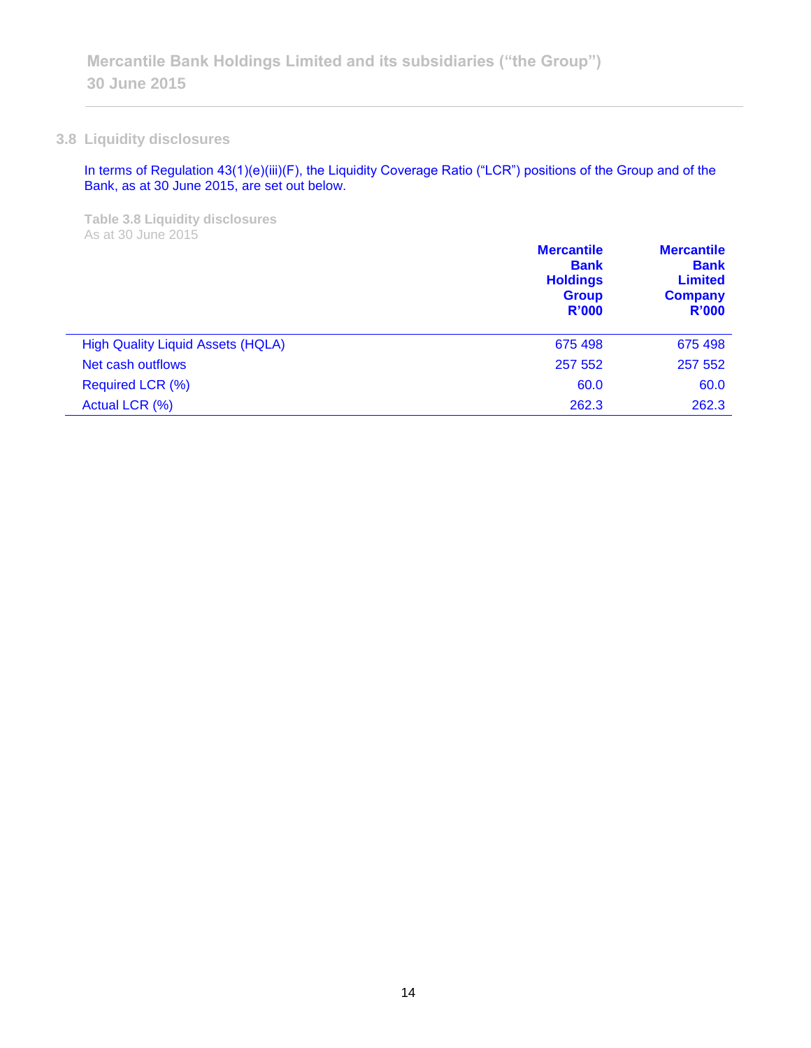## 3.8 Liquidity disclosures

In terms of Regulation 43(1)(e)(iii)(F), the Liquidity Coverage Ratio ("LCR") positions of the Group and of the Bank, as at 30 June 2015, are set out below.

**Table 3.8 Liquidity disclosures**
As at 30 June 2015

| | **Mercantile Bank Holdings Group R'000** | **Mercantile Bank Limited Company R'000** |
|---|---|---|
| High Quality Liquid Assets (HQLA) | 675 498 | 675 498 |
| Net cash outflows | 257 552 | 257 552 |
| Required LCR (%) | 60.0 | 60.0 |
| Actual LCR (%) | 262.3 | 262.3 |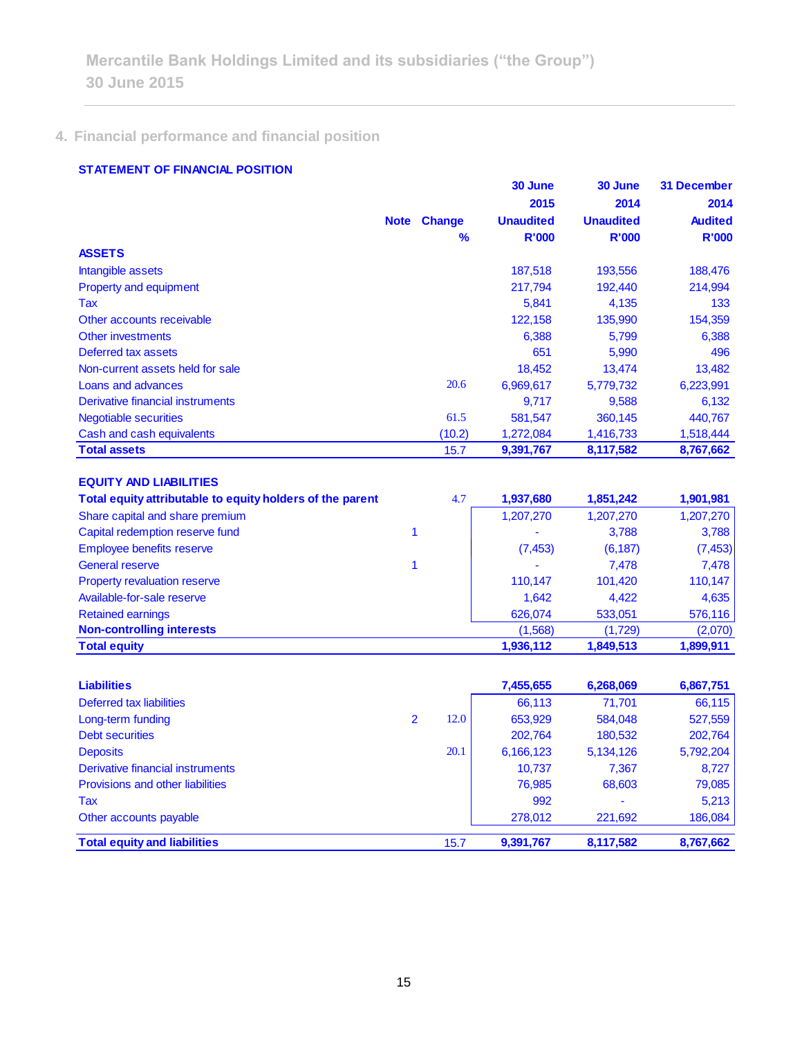Mercantile Bank Holdings Limited and its subsidiaries ("the Group")
30 June 2015

## 4. Financial performance and financial position

### STATEMENT OF FINANCIAL POSITION

| | Note | Change % | 30 June 2015 Unaudited R'000 | 30 June 2014 Unaudited R'000 | 31 December 2014 Audited R'000 |
|---|---|---|---|---|---|
| **ASSETS** | | | | | |
| Intangible assets | | | 187,518 | 193,556 | 188,476 |
| Property and equipment | | | 217,794 | 192,440 | 214,994 |
| Tax | | | 5,841 | 4,135 | 133 |
| Other accounts receivable | | | 122,158 | 135,990 | 154,359 |
| Other investments | | | 6,388 | 5,799 | 6,388 |
| Deferred tax assets | | | 651 | 5,990 | 496 |
| Non-current assets held for sale | | | 18,452 | 13,474 | 13,482 |
| Loans and advances | | 20.6 | 6,969,617 | 5,779,732 | 6,223,991 |
| Derivative financial instruments | | | 9,717 | 9,588 | 6,132 |
| Negotiable securities | | 61.5 | 581,547 | 360,145 | 440,767 |
| Cash and cash equivalents | | (10.2) | 1,272,084 | 1,416,733 | 1,518,444 |
| **Total assets** | | 15.7 | **9,391,767** | **8,117,582** | **8,767,662** |
| | | | | | |
| **EQUITY AND LIABILITIES** | | | | | |
| **Total equity attributable to equity holders of the parent** | | 4.7 | **1,937,680** | **1,851,242** | **1,901,981** |
| Share capital and share premium | | | 1,207,270 | 1,207,270 | 1,207,270 |
| Capital redemption reserve fund | 1 | | - | 3,788 | 3,788 |
| Employee benefits reserve | | | (7,453) | (6,187) | (7,453) |
| General reserve | 1 | | - | 7,478 | 7,478 |
| Property revaluation reserve | | | 110,147 | 101,420 | 110,147 |
| Available-for-sale reserve | | | 1,642 | 4,422 | 4,635 |
| Retained earnings | | | 626,074 | 533,051 | 576,116 |
| **Non-controlling interests** | | | (1,568) | (1,729) | (2,070) |
| **Total equity** | | | **1,936,112** | **1,849,513** | **1,899,911** |
| | | | | | |
| **Liabilities** | | | **7,455,655** | **6,268,069** | **6,867,751** |
| Deferred tax liabilities | | | 66,113 | 71,701 | 66,115 |
| Long-term funding | 2 | 12.0 | 653,929 | 584,048 | 527,559 |
| Debt securities | | | 202,764 | 180,532 | 202,764 |
| Deposits | | 20.1 | 6,166,123 | 5,134,126 | 5,792,204 |
| Derivative financial instruments | | | 10,737 | 7,367 | 8,727 |
| Provisions and other liabilities | | | 76,985 | 68,603 | 79,085 |
| Tax | | | 992 | - | 5,213 |
| Other accounts payable | | | 278,012 | 221,692 | 186,084 |
| | | | | | |
| **Total equity and liabilities** | | 15.7 | **9,391,767** | **8,117,582** | **8,767,662** |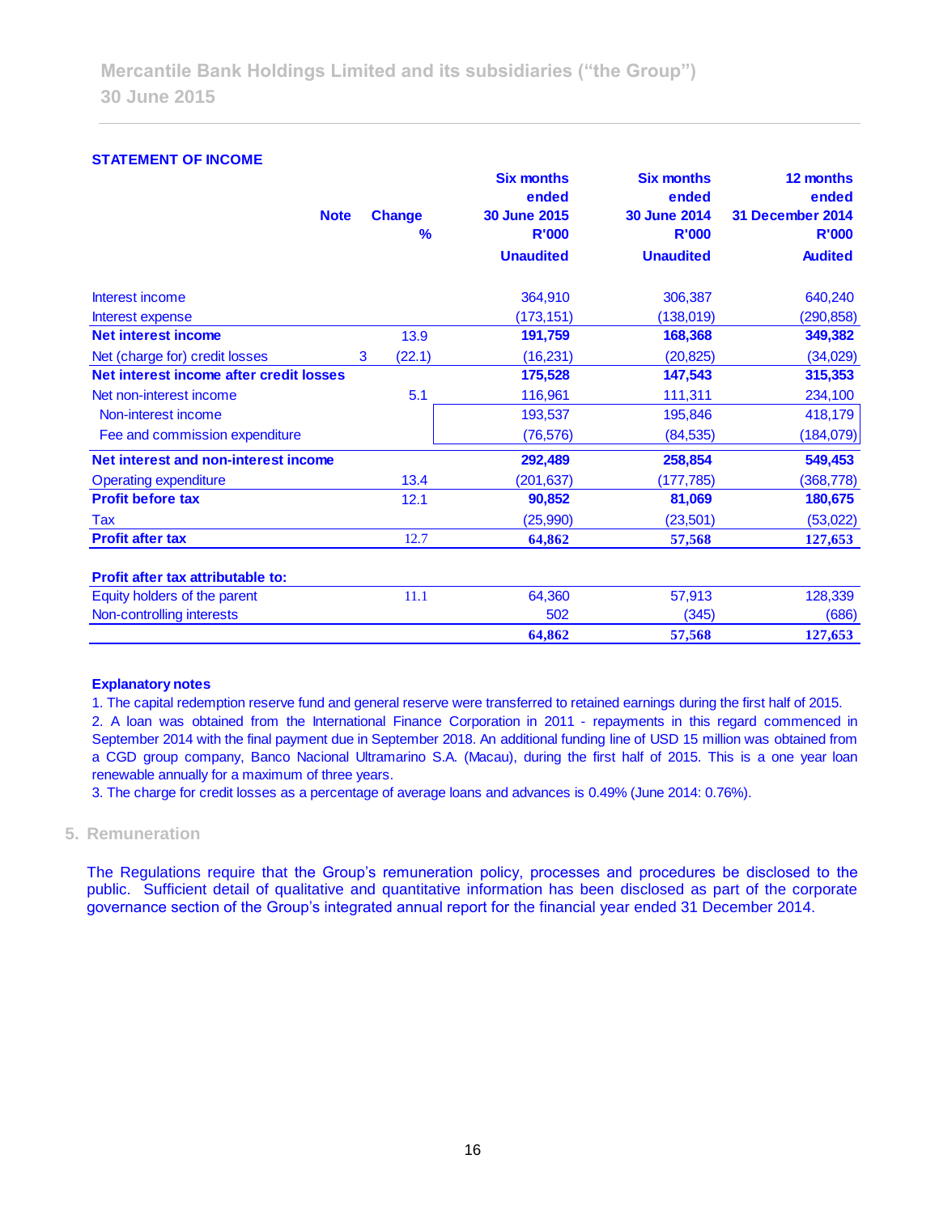Mercantile Bank Holdings Limited and its subsidiaries ("the Group")
30 June 2015

### STATEMENT OF INCOME

| | Note | Change % | Six months ended 30 June 2015 R'000 Unaudited | Six months ended 30 June 2014 R'000 Unaudited | 12 months ended 31 December 2014 R'000 Audited |
|---|---|---|---|---|---|
| Interest income | | | 364,910 | 306,387 | 640,240 |
| Interest expense | | | (173,151) | (138,019) | (290,858) |
| **Net interest income** | | 13.9 | **191,759** | **168,368** | **349,382** |
| Net (charge for) credit losses | 3 | (22.1) | (16,231) | (20,825) | (34,029) |
| **Net interest income after credit losses** | | | **175,528** | **147,543** | **315,353** |
| Net non-interest income | | 5.1 | 116,961 | 111,311 | 234,100 |
| Non-interest income | | | 193,537 | 195,846 | 418,179 |
| Fee and commission expenditure | | | (76,576) | (84,535) | (184,079) |
| **Net interest and non-interest income** | | | **292,489** | **258,854** | **549,453** |
| Operating expenditure | | 13.4 | (201,637) | (177,785) | (368,778) |
| **Profit before tax** | | 12.1 | **90,852** | **81,069** | **180,675** |
| Tax | | | (25,990) | (23,501) | (53,022) |
| **Profit after tax** | | 12.7 | **64,862** | **57,568** | **127,653** |
| | | | | | |
| **Profit after tax attributable to:** | | | | | |
| Equity holders of the parent | | 11.1 | 64,360 | 57,913 | 128,339 |
| Non-controlling interests | | | 502 | (345) | (686) |
| | | | **64,862** | **57,568** | **127,653** |

**Explanatory notes**

1. The capital redemption reserve fund and general reserve were transferred to retained earnings during the first half of 2015.
2. A loan was obtained from the International Finance Corporation in 2011 - repayments in this regard commenced in September 2014 with the final payment due in September 2018. An additional funding line of USD 15 million was obtained from a CGD group company, Banco Nacional Ultramarino S.A. (Macau), during the first half of 2015. This is a one year loan renewable annually for a maximum of three years.
3. The charge for credit losses as a percentage of average loans and advances is 0.49% (June 2014: 0.76%).

## 5. Remuneration

The Regulations require that the Group's remuneration policy, processes and procedures be disclosed to the public. Sufficient detail of qualitative and quantitative information has been disclosed as part of the corporate governance section of the Group's integrated annual report for the financial year ended 31 December 2014.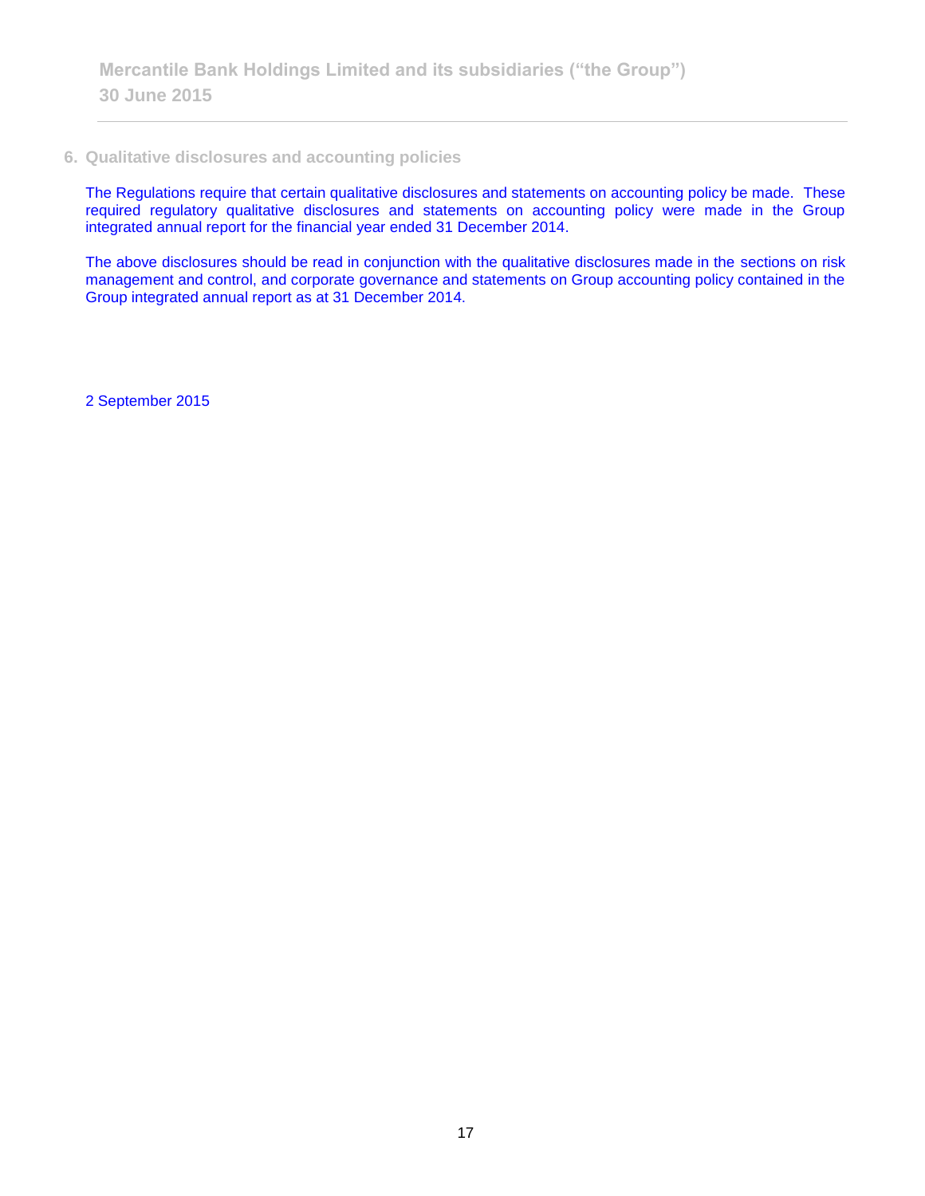## 6. Qualitative disclosures and accounting policies

The Regulations require that certain qualitative disclosures and statements on accounting policy be made. These required regulatory qualitative disclosures and statements on accounting policy were made in the Group integrated annual report for the financial year ended 31 December 2014.

The above disclosures should be read in conjunction with the qualitative disclosures made in the sections on risk management and control, and corporate governance and statements on Group accounting policy contained in the Group integrated annual report as at 31 December 2014.

2 September 2015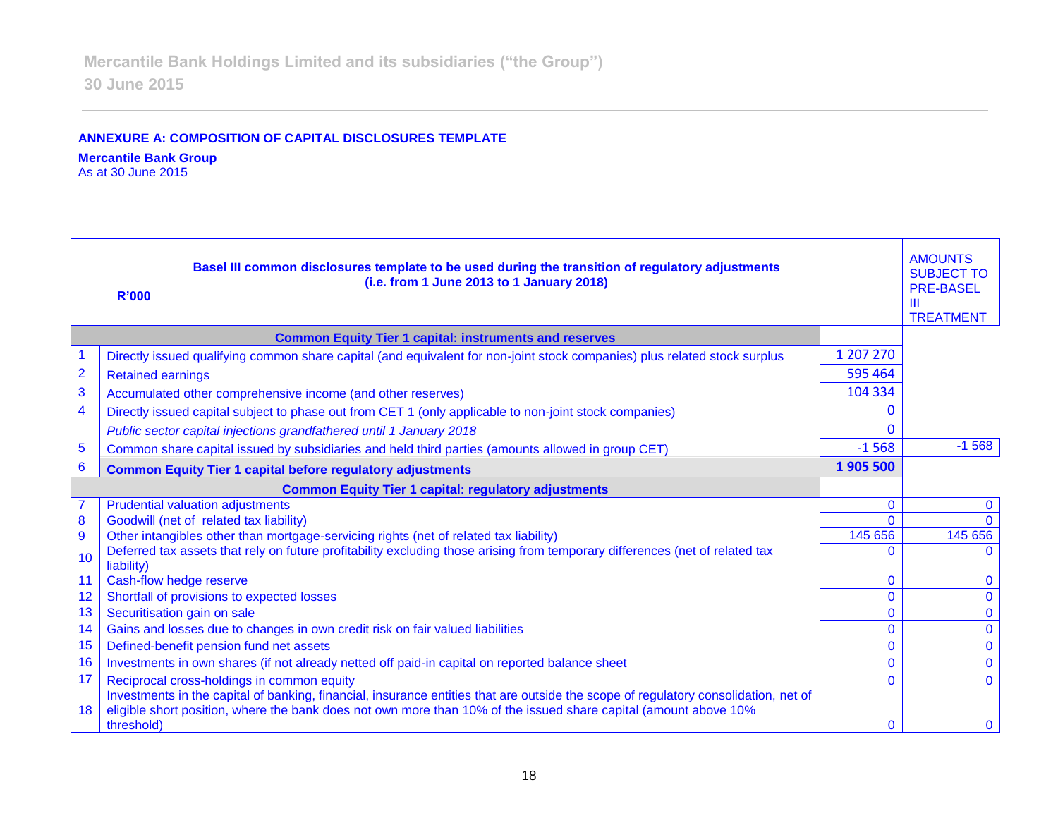## ANNEXURE A: COMPOSITION OF CAPITAL DISCLOSURES TEMPLATE

**Mercantile Bank Group**
As at 30 June 2015

| | Basel III common disclosures template to be used during the transition of regulatory adjustments (i.e. from 1 June 2013 to 1 January 2018) R'000 | | AMOUNTS SUBJECT TO PRE-BASEL III TREATMENT |
|---|---|---|---|
| | **Common Equity Tier 1 capital: instruments and reserves** | | |
| 1 | Directly issued qualifying common share capital (and equivalent for non-joint stock companies) plus related stock surplus | 1 207 270 | |
| 2 | Retained earnings | 595 464 | |
| 3 | Accumulated other comprehensive income (and other reserves) | 104 334 | |
| 4 | Directly issued capital subject to phase out from CET 1 (only applicable to non-joint stock companies) | 0 | |
| | *Public sector capital injections grandfathered until 1 January 2018* | 0 | |
| 5 | Common share capital issued by subsidiaries and held third parties (amounts allowed in group CET) | -1 568 | -1 568 |
| 6 | **Common Equity Tier 1 capital before regulatory adjustments** | **1 905 500** | |
| | **Common Equity Tier 1 capital: regulatory adjustments** | | |
| 7 | Prudential valuation adjustments | 0 | 0 |
| 8 | Goodwill (net of related tax liability) | 0 | 0 |
| 9 | Other intangibles other than mortgage-servicing rights (net of related tax liability) | 145 656 | 145 656 |
| 10 | Deferred tax assets that rely on future profitability excluding those arising from temporary differences (net of related tax liability) | 0 | 0 |
| 11 | Cash-flow hedge reserve | 0 | 0 |
| 12 | Shortfall of provisions to expected losses | 0 | 0 |
| 13 | Securitisation gain on sale | 0 | 0 |
| 14 | Gains and losses due to changes in own credit risk on fair valued liabilities | 0 | 0 |
| 15 | Defined-benefit pension fund net assets | 0 | 0 |
| 16 | Investments in own shares (if not already netted off paid-in capital on reported balance sheet | 0 | 0 |
| 17 | Reciprocal cross-holdings in common equity | 0 | 0 |
| 18 | Investments in the capital of banking, financial, insurance entities that are outside the scope of regulatory consolidation, net of eligible short position, where the bank does not own more than 10% of the issued share capital (amount above 10% threshold) | 0 | 0 |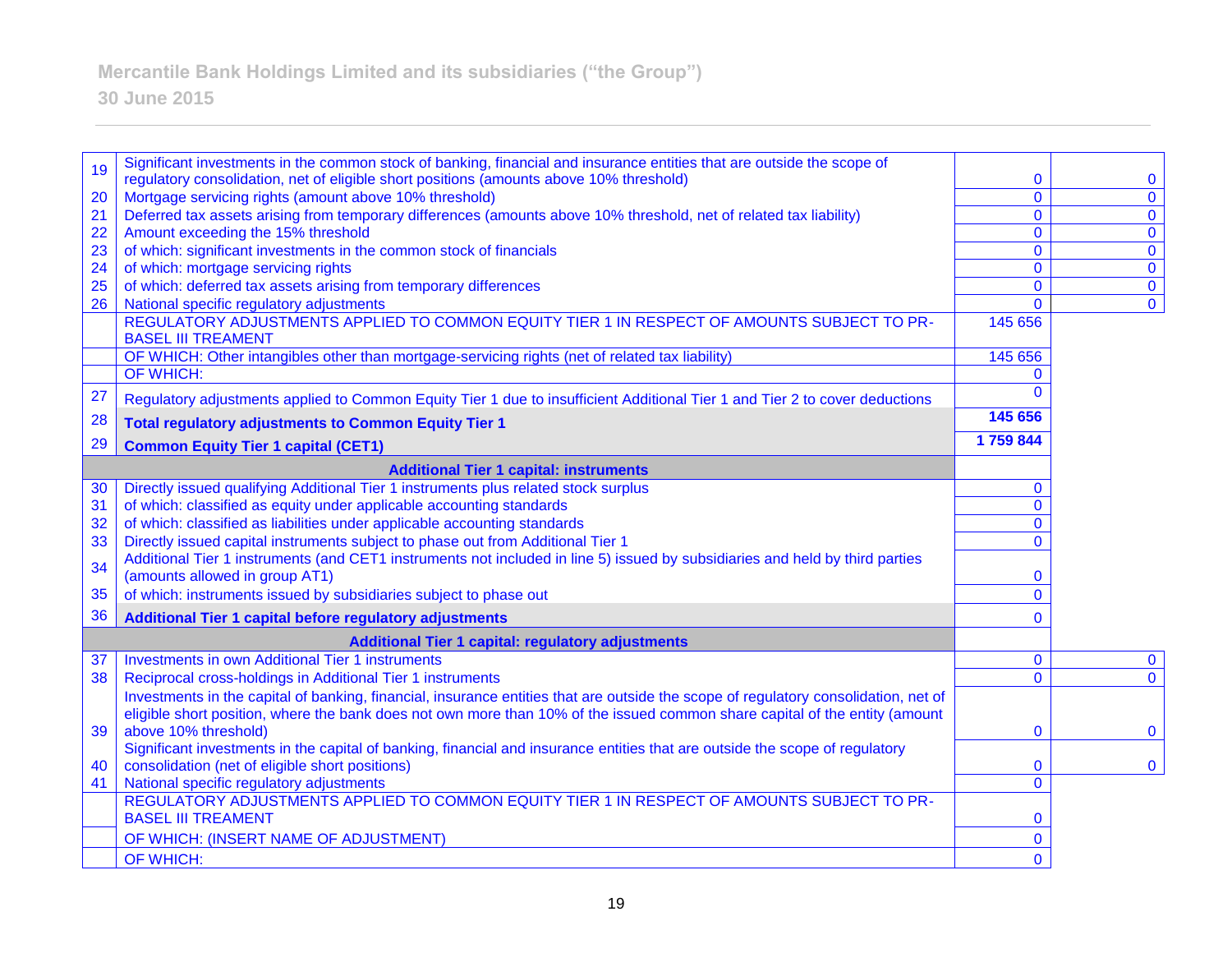| | | | |
|---|---|---|---|
| 19 | Significant investments in the common stock of banking, financial and insurance entities that are outside the scope of regulatory consolidation, net of eligible short positions (amounts above 10% threshold) | 0 | 0 |
| 20 | Mortgage servicing rights (amount above 10% threshold) | 0 | 0 |
| 21 | Deferred tax assets arising from temporary differences (amounts above 10% threshold, net of related tax liability) | 0 | 0 |
| 22 | Amount exceeding the 15% threshold | 0 | 0 |
| 23 | of which: significant investments in the common stock of financials | 0 | 0 |
| 24 | of which: mortgage servicing rights | 0 | 0 |
| 25 | of which: deferred tax assets arising from temporary differences | 0 | 0 |
| 26 | National specific regulatory adjustments | 0 | 0 |
| | REGULATORY ADJUSTMENTS APPLIED TO COMMON EQUITY TIER 1 IN RESPECT OF AMOUNTS SUBJECT TO PR-BASEL III TREAMENT | 145 656 | |
| | OF WHICH: Other intangibles other than mortgage-servicing rights (net of related tax liability) | 145 656 | |
| | OF WHICH: | 0 | |
| 27 | Regulatory adjustments applied to Common Equity Tier 1 due to insufficient Additional Tier 1 and Tier 2 to cover deductions | 0 | |
| 28 | **Total regulatory adjustments to Common Equity Tier 1** | **145 656** | |
| 29 | **Common Equity Tier 1 capital (CET1)** | **1 759 844** | |
| | **Additional Tier 1 capital: instruments** | | |
| 30 | Directly issued qualifying Additional Tier 1 instruments plus related stock surplus | 0 | |
| 31 | of which: classified as equity under applicable accounting standards | 0 | |
| 32 | of which: classified as liabilities under applicable accounting standards | 0 | |
| 33 | Directly issued capital instruments subject to phase out from Additional Tier 1 | 0 | |
| 34 | Additional Tier 1 instruments (and CET1 instruments not included in line 5) issued by subsidiaries and held by third parties (amounts allowed in group AT1) | 0 | |
| 35 | of which: instruments issued by subsidiaries subject to phase out | 0 | |
| 36 | **Additional Tier 1 capital before regulatory adjustments** | 0 | |
| | **Additional Tier 1 capital: regulatory adjustments** | | |
| 37 | Investments in own Additional Tier 1 instruments | 0 | 0 |
| 38 | Reciprocal cross-holdings in Additional Tier 1 instruments | 0 | 0 |
| 39 | Investments in the capital of banking, financial, insurance entities that are outside the scope of regulatory consolidation, net of eligible short position, where the bank does not own more than 10% of the issued common share capital of the entity (amount above 10% threshold) | 0 | 0 |
| 40 | Significant investments in the capital of banking, financial and insurance entities that are outside the scope of regulatory consolidation (net of eligible short positions) | 0 | 0 |
| 41 | National specific regulatory adjustments | 0 | |
| | REGULATORY ADJUSTMENTS APPLIED TO COMMON EQUITY TIER 1 IN RESPECT OF AMOUNTS SUBJECT TO PR-BASEL III TREAMENT | 0 | |
| | OF WHICH: (INSERT NAME OF ADJUSTMENT) | 0 | |
| | OF WHICH: | 0 | |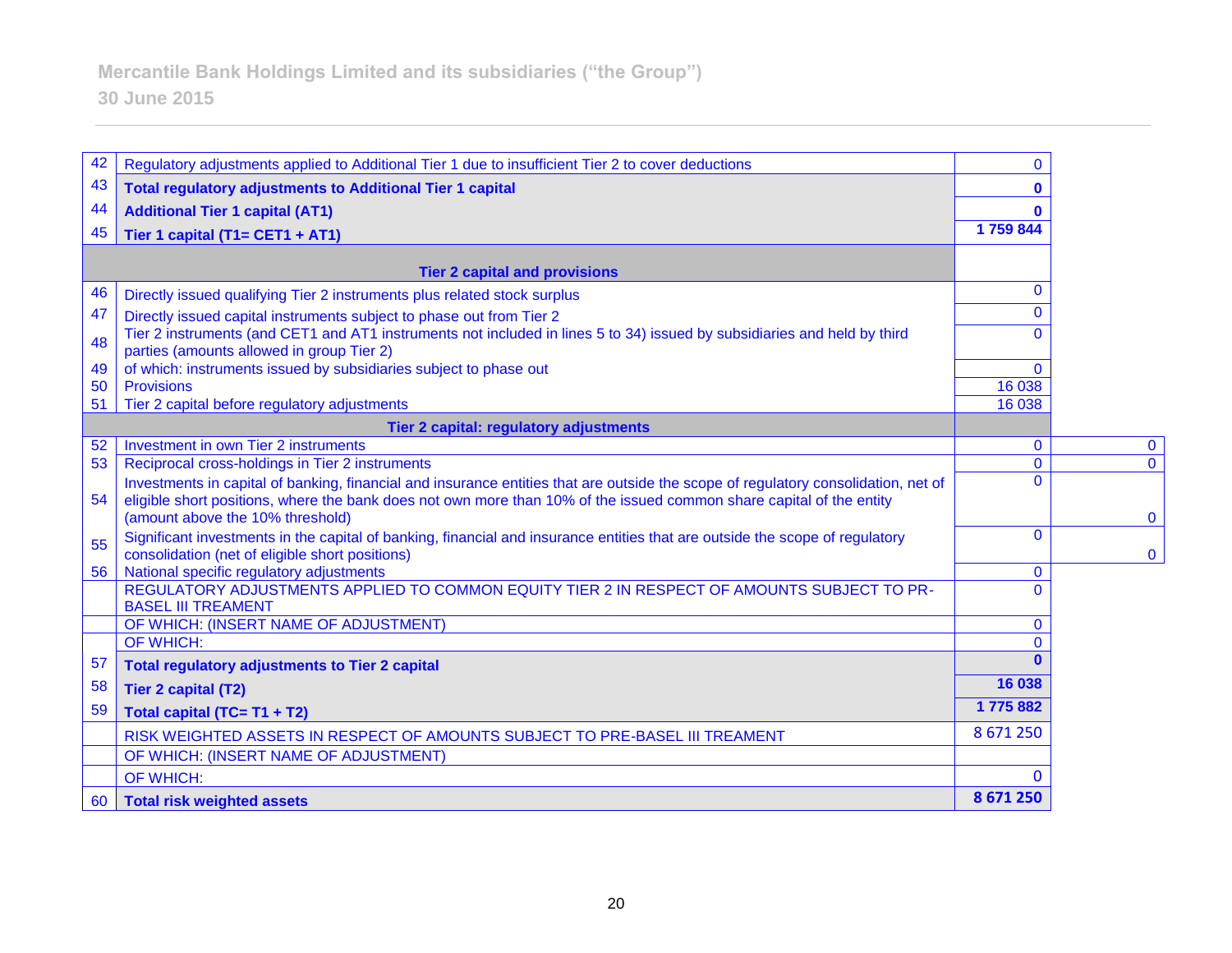| | | | |
|---|---|---|---|
| 42 | Regulatory adjustments applied to Additional Tier 1 due to insufficient Tier 2 to cover deductions | 0 | |
| 43 | **Total regulatory adjustments to Additional Tier 1 capital** | **0** | |
| 44 | **Additional Tier 1 capital (AT1)** | **0** | |
| 45 | **Tier 1 capital (T1= CET1 + AT1)** | **1 759 844** | |
| | **Tier 2 capital and provisions** | | |
| 46 | Directly issued qualifying Tier 2 instruments plus related stock surplus | 0 | |
| 47 | Directly issued capital instruments subject to phase out from Tier 2 | 0 | |
| 48 | Tier 2 instruments (and CET1 and AT1 instruments not included in lines 5 to 34) issued by subsidiaries and held by third parties (amounts allowed in group Tier 2) | 0 | |
| 49 | of which: instruments issued by subsidiaries subject to phase out | 0 | |
| 50 | Provisions | 16 038 | |
| 51 | Tier 2 capital before regulatory adjustments | 16 038 | |
| | **Tier 2 capital: regulatory adjustments** | | |
| 52 | Investment in own Tier 2 instruments | 0 | 0 |
| 53 | Reciprocal cross-holdings in Tier 2 instruments | 0 | 0 |
| 54 | Investments in capital of banking, financial and insurance entities that are outside the scope of regulatory consolidation, net of eligible short positions, where the bank does not own more than 10% of the issued common share capital of the entity (amount above the 10% threshold) | 0 | 0 |
| 55 | Significant investments in the capital of banking, financial and insurance entities that are outside the scope of regulatory consolidation (net of eligible short positions) | 0 | 0 |
| 56 | National specific regulatory adjustments | 0 | |
| | REGULATORY ADJUSTMENTS APPLIED TO COMMON EQUITY TIER 2 IN RESPECT OF AMOUNTS SUBJECT TO PR-BASEL III TREAMENT | 0 | |
| | OF WHICH: (INSERT NAME OF ADJUSTMENT) | 0 | |
| | OF WHICH: | 0 | |
| 57 | **Total regulatory adjustments to Tier 2 capital** | **0** | |
| 58 | **Tier 2 capital (T2)** | **16 038** | |
| 59 | **Total capital (TC= T1 + T2)** | **1 775 882** | |
| | RISK WEIGHTED ASSETS IN RESPECT OF AMOUNTS SUBJECT TO PRE-BASEL III TREAMENT | 8 671 250 | |
| | OF WHICH: (INSERT NAME OF ADJUSTMENT) | | |
| | OF WHICH: | 0 | |
| 60 | **Total risk weighted assets** | **8 671 250** | |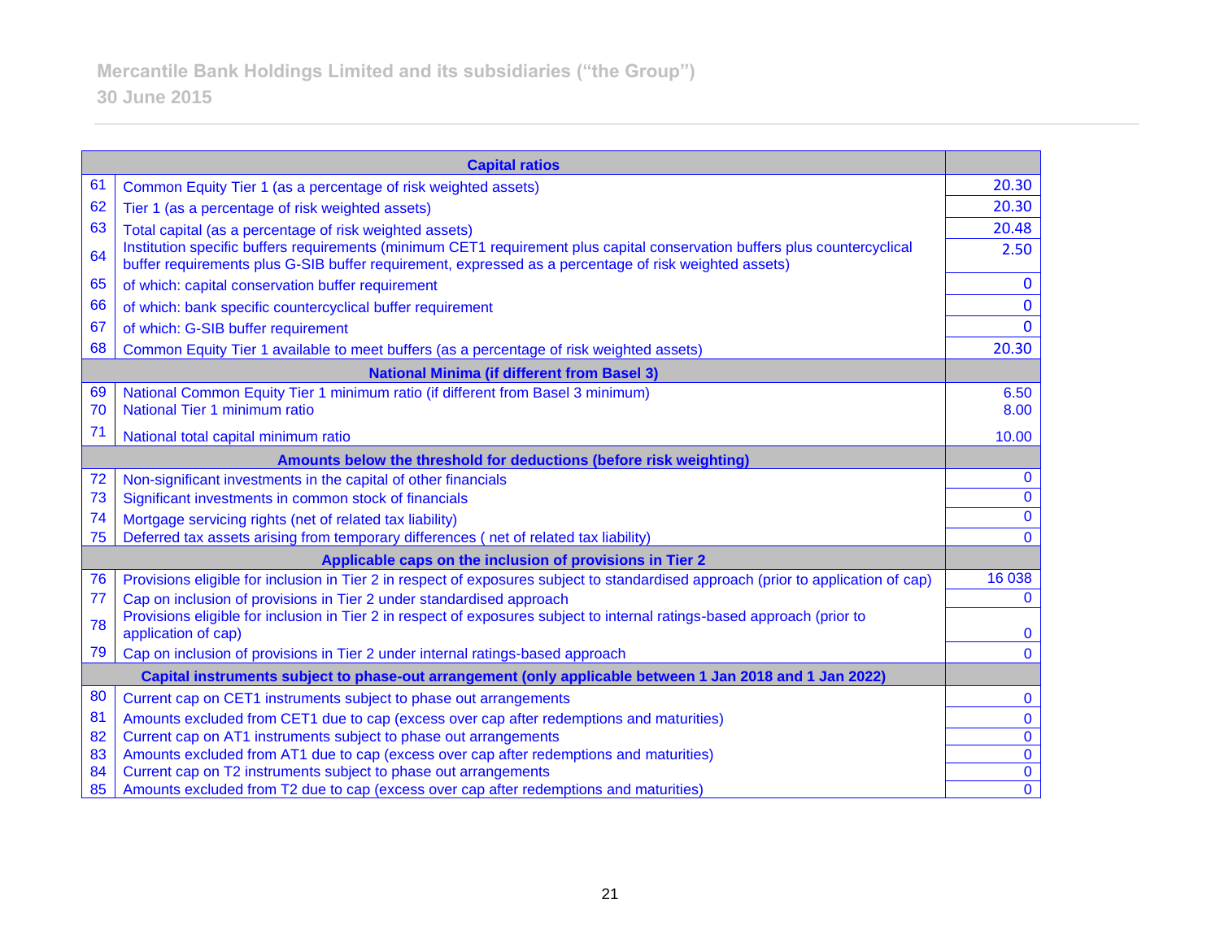| | Capital ratios | |
|---|---|---|
| 61 | Common Equity Tier 1 (as a percentage of risk weighted assets) | 20.30 |
| 62 | Tier 1 (as a percentage of risk weighted assets) | 20.30 |
| 63 | Total capital (as a percentage of risk weighted assets) | 20.48 |
| 64 | Institution specific buffers requirements (minimum CET1 requirement plus capital conservation buffers plus countercyclical buffer requirements plus G-SIB buffer requirement, expressed as a percentage of risk weighted assets) | 2.50 |
| 65 | of which: capital conservation buffer requirement | 0 |
| 66 | of which: bank specific countercyclical buffer requirement | 0 |
| 67 | of which: G-SIB buffer requirement | 0 |
| 68 | Common Equity Tier 1 available to meet buffers (as a percentage of risk weighted assets) | 20.30 |
| | **National Minima (if different from Basel 3)** | |
| 69 | National Common Equity Tier 1 minimum ratio (if different from Basel 3 minimum) | 6.50 |
| 70 | National Tier 1 minimum ratio | 8.00 |
| 71 | National total capital minimum ratio | 10.00 |
| | **Amounts below the threshold for deductions (before risk weighting)** | |
| 72 | Non-significant investments in the capital of other financials | 0 |
| 73 | Significant investments in common stock of financials | 0 |
| 74 | Mortgage servicing rights (net of related tax liability) | 0 |
| 75 | Deferred tax assets arising from temporary differences ( net of related tax liability) | 0 |
| | **Applicable caps on the inclusion of provisions in Tier 2** | |
| 76 | Provisions eligible for inclusion in Tier 2 in respect of exposures subject to standardised approach (prior to application of cap) | 16 038 |
| 77 | Cap on inclusion of provisions in Tier 2 under standardised approach | 0 |
| 78 | Provisions eligible for inclusion in Tier 2 in respect of exposures subject to internal ratings-based approach (prior to application of cap) | 0 |
| 79 | Cap on inclusion of provisions in Tier 2 under internal ratings-based approach | 0 |
| | **Capital instruments subject to phase-out arrangement (only applicable between 1 Jan 2018 and 1 Jan 2022)** | |
| 80 | Current cap on CET1 instruments subject to phase out arrangements | 0 |
| 81 | Amounts excluded from CET1 due to cap (excess over cap after redemptions and maturities) | 0 |
| 82 | Current cap on AT1 instruments subject to phase out arrangements | 0 |
| 83 | Amounts excluded from AT1 due to cap (excess over cap after redemptions and maturities) | 0 |
| 84 | Current cap on T2 instruments subject to phase out arrangements | 0 |
| 85 | Amounts excluded from T2 due to cap (excess over cap after redemptions and maturities) | 0 |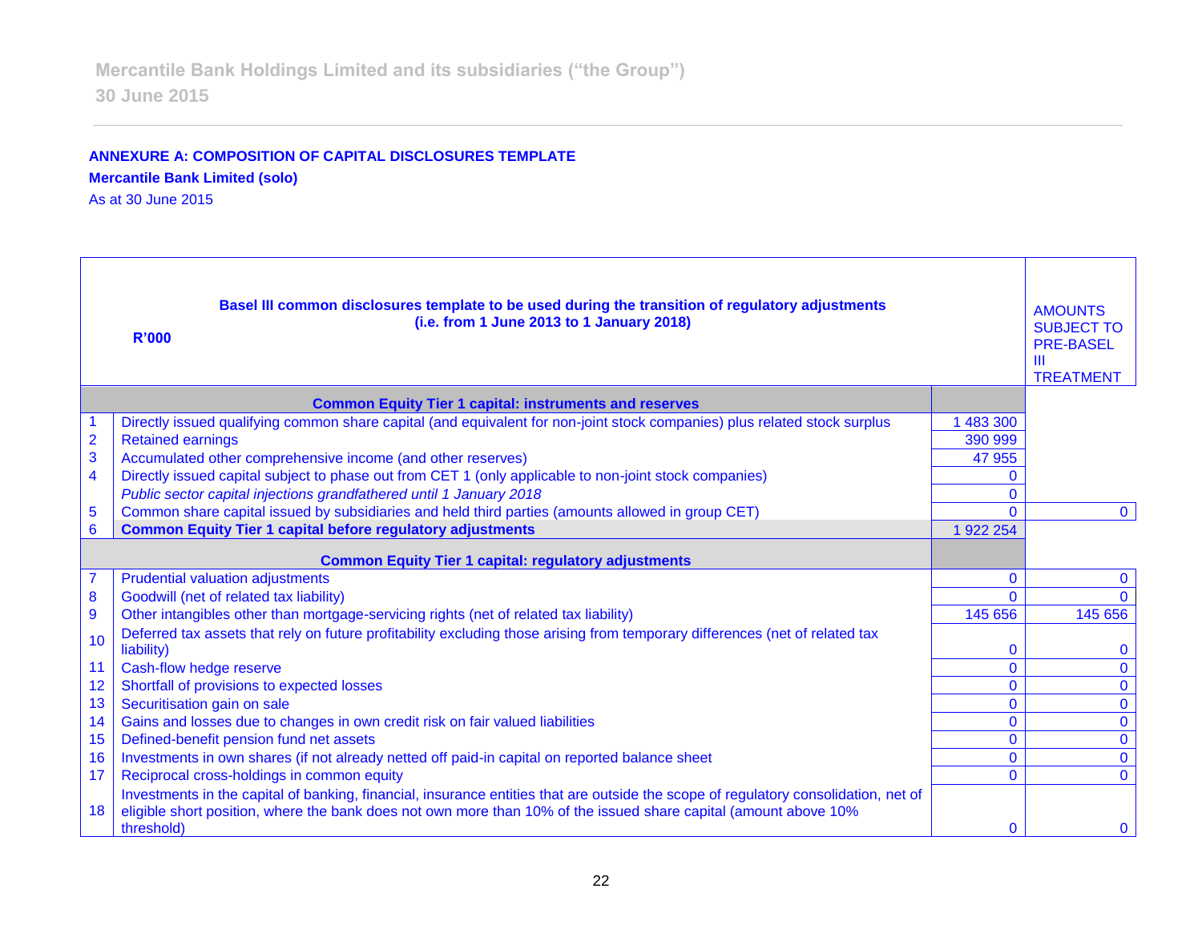**ANNEXURE A: COMPOSITION OF CAPITAL DISCLOSURES TEMPLATE**

**Mercantile Bank Limited (solo)**

As at 30 June 2015

| | **R'000** **Basel III common disclosures template to be used during the transition of regulatory adjustments (i.e. from 1 June 2013 to 1 January 2018)** | | AMOUNTS SUBJECT TO PRE-BASEL III TREATMENT |
|---|---|---|---|
| | **Common Equity Tier 1 capital: instruments and reserves** | | |
| 1 | Directly issued qualifying common share capital (and equivalent for non-joint stock companies) plus related stock surplus | 1 483 300 | |
| 2 | Retained earnings | 390 999 | |
| 3 | Accumulated other comprehensive income (and other reserves) | 47 955 | |
| 4 | Directly issued capital subject to phase out from CET 1 (only applicable to non-joint stock companies) | 0 | |
| | *Public sector capital injections grandfathered until 1 January 2018* | 0 | |
| 5 | Common share capital issued by subsidiaries and held third parties (amounts allowed in group CET) | 0 | 0 |
| 6 | **Common Equity Tier 1 capital before regulatory adjustments** | 1 922 254 | |
| | **Common Equity Tier 1 capital: regulatory adjustments** | | |
| 7 | Prudential valuation adjustments | 0 | 0 |
| 8 | Goodwill (net of related tax liability) | 0 | 0 |
| 9 | Other intangibles other than mortgage-servicing rights (net of related tax liability) | 145 656 | 145 656 |
| 10 | Deferred tax assets that rely on future profitability excluding those arising from temporary differences (net of related tax liability) | 0 | 0 |
| 11 | Cash-flow hedge reserve | 0 | 0 |
| 12 | Shortfall of provisions to expected losses | 0 | 0 |
| 13 | Securitisation gain on sale | 0 | 0 |
| 14 | Gains and losses due to changes in own credit risk on fair valued liabilities | 0 | 0 |
| 15 | Defined-benefit pension fund net assets | 0 | 0 |
| 16 | Investments in own shares (if not already netted off paid-in capital on reported balance sheet | 0 | 0 |
| 17 | Reciprocal cross-holdings in common equity | 0 | 0 |
| 18 | Investments in the capital of banking, financial, insurance entities that are outside the scope of regulatory consolidation, net of eligible short position, where the bank does not own more than 10% of the issued share capital (amount above 10% threshold) | 0 | 0 |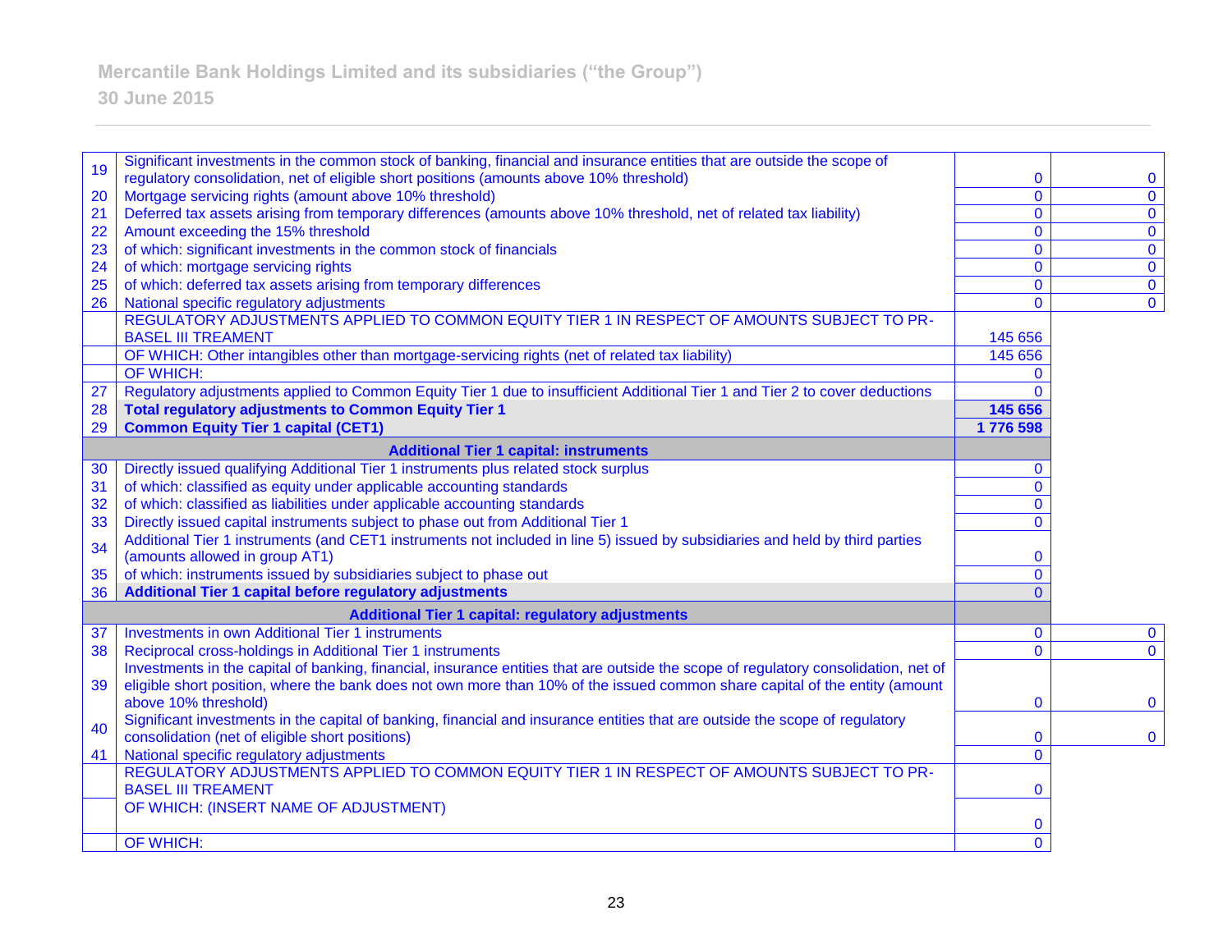| | | | |
|---|---|---|---|
| 19 | Significant investments in the common stock of banking, financial and insurance entities that are outside the scope of regulatory consolidation, net of eligible short positions (amounts above 10% threshold) | 0 | 0 |
| 20 | Mortgage servicing rights (amount above 10% threshold) | 0 | 0 |
| 21 | Deferred tax assets arising from temporary differences (amounts above 10% threshold, net of related tax liability) | 0 | 0 |
| 22 | Amount exceeding the 15% threshold | 0 | 0 |
| 23 | of which: significant investments in the common stock of financials | 0 | 0 |
| 24 | of which: mortgage servicing rights | 0 | 0 |
| 25 | of which: deferred tax assets arising from temporary differences | 0 | 0 |
| 26 | National specific regulatory adjustments | 0 | 0 |
| | REGULATORY ADJUSTMENTS APPLIED TO COMMON EQUITY TIER 1 IN RESPECT OF AMOUNTS SUBJECT TO PR-BASEL III TREAMENT | 145 656 | |
| | OF WHICH: Other intangibles other than mortgage-servicing rights (net of related tax liability) | 145 656 | |
| | OF WHICH: | 0 | |
| 27 | Regulatory adjustments applied to Common Equity Tier 1 due to insufficient Additional Tier 1 and Tier 2 to cover deductions | 0 | |
| 28 | **Total regulatory adjustments to Common Equity Tier 1** | **145 656** | |
| 29 | **Common Equity Tier 1 capital (CET1)** | **1 776 598** | |
| | **Additional Tier 1 capital: instruments** | | |
| 30 | Directly issued qualifying Additional Tier 1 instruments plus related stock surplus | 0 | |
| 31 | of which: classified as equity under applicable accounting standards | 0 | |
| 32 | of which: classified as liabilities under applicable accounting standards | 0 | |
| 33 | Directly issued capital instruments subject to phase out from Additional Tier 1 | 0 | |
| 34 | Additional Tier 1 instruments (and CET1 instruments not included in line 5) issued by subsidiaries and held by third parties (amounts allowed in group AT1) | 0 | |
| 35 | of which: instruments issued by subsidiaries subject to phase out | 0 | |
| 36 | **Additional Tier 1 capital before regulatory adjustments** | 0 | |
| | **Additional Tier 1 capital: regulatory adjustments** | | |
| 37 | Investments in own Additional Tier 1 instruments | 0 | 0 |
| 38 | Reciprocal cross-holdings in Additional Tier 1 instruments | 0 | 0 |
| 39 | Investments in the capital of banking, financial, insurance entities that are outside the scope of regulatory consolidation, net of eligible short position, where the bank does not own more than 10% of the issued common share capital of the entity (amount above 10% threshold) | 0 | 0 |
| 40 | Significant investments in the capital of banking, financial and insurance entities that are outside the scope of regulatory consolidation (net of eligible short positions) | 0 | 0 |
| 41 | National specific regulatory adjustments | 0 | |
| | REGULATORY ADJUSTMENTS APPLIED TO COMMON EQUITY TIER 1 IN RESPECT OF AMOUNTS SUBJECT TO PR-BASEL III TREAMENT | 0 | |
| | OF WHICH: (INSERT NAME OF ADJUSTMENT) | 0 | |
| | OF WHICH: | 0 | |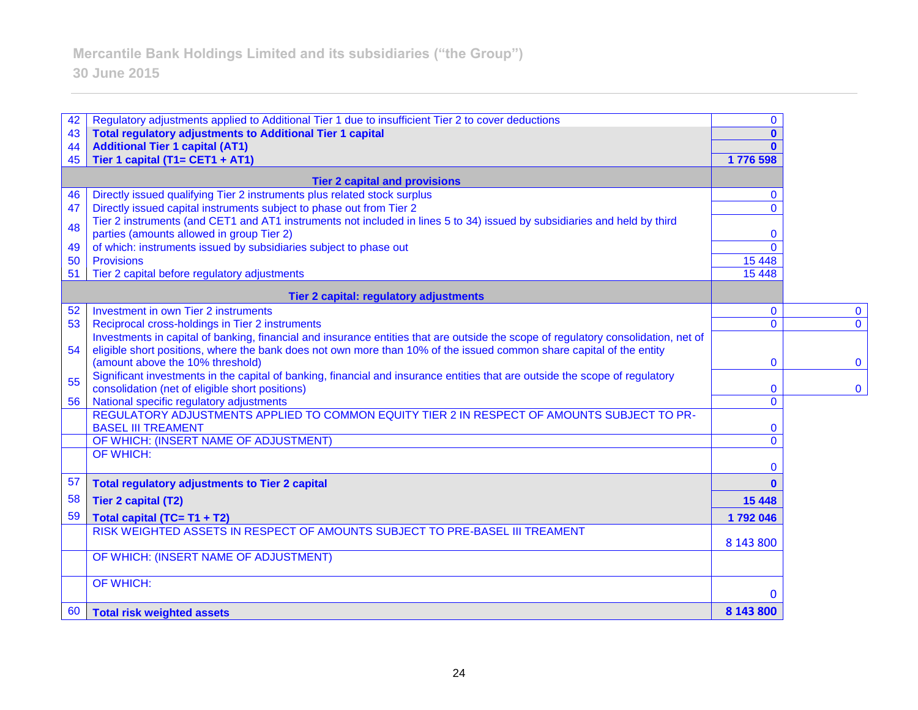| | | | |
|---|---|---|---|
| 42 | Regulatory adjustments applied to Additional Tier 1 due to insufficient Tier 2 to cover deductions | 0 | |
| 43 | **Total regulatory adjustments to Additional Tier 1 capital** | **0** | |
| 44 | **Additional Tier 1 capital (AT1)** | **0** | |
| 45 | **Tier 1 capital (T1= CET1 + AT1)** | **1 776 598** | |
| | **Tier 2 capital and provisions** | | |
| 46 | Directly issued qualifying Tier 2 instruments plus related stock surplus | 0 | |
| 47 | Directly issued capital instruments subject to phase out from Tier 2 | 0 | |
| 48 | Tier 2 instruments (and CET1 and AT1 instruments not included in lines 5 to 34) issued by subsidiaries and held by third parties (amounts allowed in group Tier 2) | 0 | |
| 49 | of which: instruments issued by subsidiaries subject to phase out | 0 | |
| 50 | Provisions | 15 448 | |
| 51 | Tier 2 capital before regulatory adjustments | 15 448 | |
| | **Tier 2 capital: regulatory adjustments** | | |
| 52 | Investment in own Tier 2 instruments | 0 | 0 |
| 53 | Reciprocal cross-holdings in Tier 2 instruments | 0 | 0 |
| 54 | Investments in capital of banking, financial and insurance entities that are outside the scope of regulatory consolidation, net of eligible short positions, where the bank does not own more than 10% of the issued common share capital of the entity (amount above the 10% threshold) | 0 | 0 |
| 55 | Significant investments in the capital of banking, financial and insurance entities that are outside the scope of regulatory consolidation (net of eligible short positions) | 0 | 0 |
| 56 | National specific regulatory adjustments | 0 | |
| | REGULATORY ADJUSTMENTS APPLIED TO COMMON EQUITY TIER 2 IN RESPECT OF AMOUNTS SUBJECT TO PRE-BASEL III TREAMENT | 0 | |
| | OF WHICH: (INSERT NAME OF ADJUSTMENT) | 0 | |
| | OF WHICH: | 0 | |
| 57 | **Total regulatory adjustments to Tier 2 capital** | **0** | |
| 58 | **Tier 2 capital (T2)** | **15 448** | |
| 59 | **Total capital (TC= T1 + T2)** | **1 792 046** | |
| | RISK WEIGHTED ASSETS IN RESPECT OF AMOUNTS SUBJECT TO PRE-BASEL III TREAMENT | 8 143 800 | |
| | OF WHICH: (INSERT NAME OF ADJUSTMENT) | | |
| | OF WHICH: | 0 | |
| 60 | **Total risk weighted assets** | **8 143 800** | |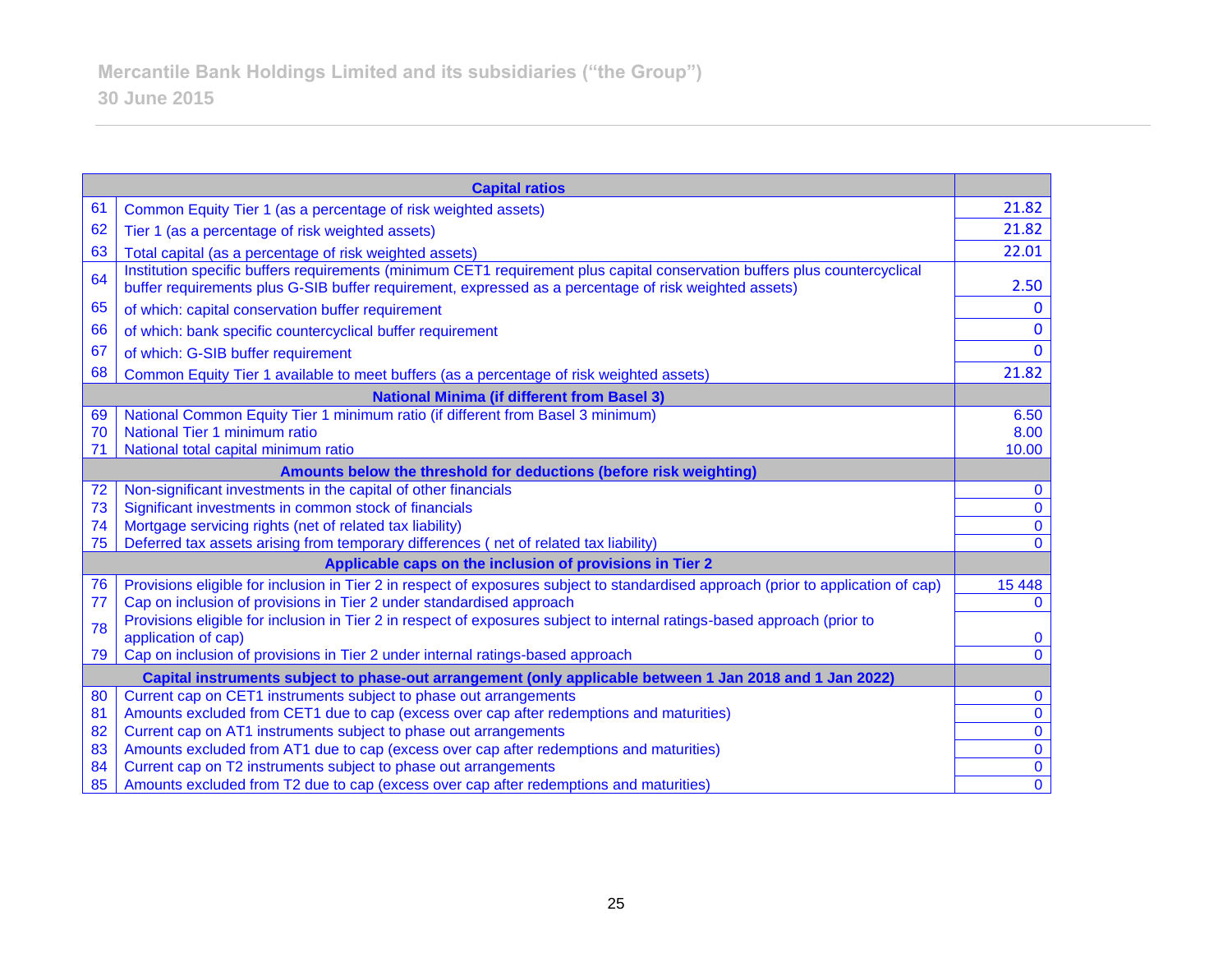| | Capital ratios | |
|---|---|---|
| 61 | Common Equity Tier 1 (as a percentage of risk weighted assets) | 21.82 |
| 62 | Tier 1 (as a percentage of risk weighted assets) | 21.82 |
| 63 | Total capital (as a percentage of risk weighted assets) | 22.01 |
| 64 | Institution specific buffers requirements (minimum CET1 requirement plus capital conservation buffers plus countercyclical buffer requirements plus G-SIB buffer requirement, expressed as a percentage of risk weighted assets) | 2.50 |
| 65 | of which: capital conservation buffer requirement | 0 |
| 66 | of which: bank specific countercyclical buffer requirement | 0 |
| 67 | of which: G-SIB buffer requirement | 0 |
| 68 | Common Equity Tier 1 available to meet buffers (as a percentage of risk weighted assets) | 21.82 |
| | **National Minima (if different from Basel 3)** | |
| 69 | National Common Equity Tier 1 minimum ratio (if different from Basel 3 minimum) | 6.50 |
| 70 | National Tier 1 minimum ratio | 8.00 |
| 71 | National total capital minimum ratio | 10.00 |
| | **Amounts below the threshold for deductions (before risk weighting)** | |
| 72 | Non-significant investments in the capital of other financials | 0 |
| 73 | Significant investments in common stock of financials | 0 |
| 74 | Mortgage servicing rights (net of related tax liability) | 0 |
| 75 | Deferred tax assets arising from temporary differences ( net of related tax liability) | 0 |
| | **Applicable caps on the inclusion of provisions in Tier 2** | |
| 76 | Provisions eligible for inclusion in Tier 2 in respect of exposures subject to standardised approach (prior to application of cap) | 15 448 |
| 77 | Cap on inclusion of provisions in Tier 2 under standardised approach | 0 |
| 78 | Provisions eligible for inclusion in Tier 2 in respect of exposures subject to internal ratings-based approach (prior to application of cap) | 0 |
| 79 | Cap on inclusion of provisions in Tier 2 under internal ratings-based approach | 0 |
| | **Capital instruments subject to phase-out arrangement (only applicable between 1 Jan 2018 and 1 Jan 2022)** | |
| 80 | Current cap on CET1 instruments subject to phase out arrangements | 0 |
| 81 | Amounts excluded from CET1 due to cap (excess over cap after redemptions and maturities) | 0 |
| 82 | Current cap on AT1 instruments subject to phase out arrangements | 0 |
| 83 | Amounts excluded from AT1 due to cap (excess over cap after redemptions and maturities) | 0 |
| 84 | Current cap on T2 instruments subject to phase out arrangements | 0 |
| 85 | Amounts excluded from T2 due to cap (excess over cap after redemptions and maturities) | 0 |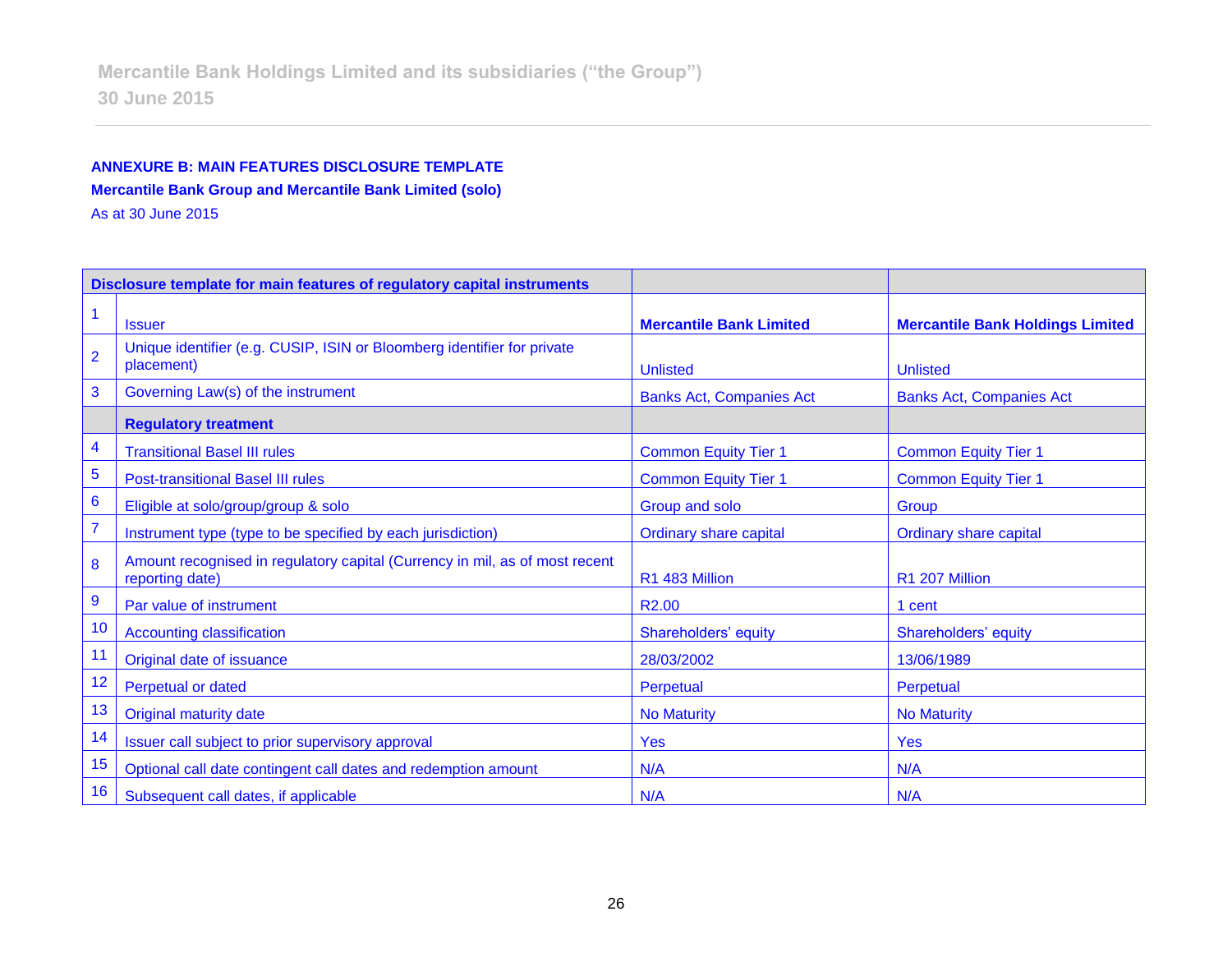**ANNEXURE B: MAIN FEATURES DISCLOSURE TEMPLATE**

**Mercantile Bank Group and Mercantile Bank Limited (solo)**

As at 30 June 2015

| | **Disclosure template for main features of regulatory capital instruments** | | |
|---|---|---|---|
| 1 | Issuer | **Mercantile Bank Limited** | **Mercantile Bank Holdings Limited** |
| 2 | Unique identifier (e.g. CUSIP, ISIN or Bloomberg identifier for private placement) | Unlisted | Unlisted |
| 3 | Governing Law(s) of the instrument | Banks Act, Companies Act | Banks Act, Companies Act |
| | **Regulatory treatment** | | |
| 4 | Transitional Basel III rules | Common Equity Tier 1 | Common Equity Tier 1 |
| 5 | Post-transitional Basel III rules | Common Equity Tier 1 | Common Equity Tier 1 |
| 6 | Eligible at solo/group/group & solo | Group and solo | Group |
| 7 | Instrument type (type to be specified by each jurisdiction) | Ordinary share capital | Ordinary share capital |
| 8 | Amount recognised in regulatory capital (Currency in mil, as of most recent reporting date) | R1 483 Million | R1 207 Million |
| 9 | Par value of instrument | R2.00 | 1 cent |
| 10 | Accounting classification | Shareholders' equity | Shareholders' equity |
| 11 | Original date of issuance | 28/03/2002 | 13/06/1989 |
| 12 | Perpetual or dated | Perpetual | Perpetual |
| 13 | Original maturity date | No Maturity | No Maturity |
| 14 | Issuer call subject to prior supervisory approval | Yes | Yes |
| 15 | Optional call date contingent call dates and redemption amount | N/A | N/A |
| 16 | Subsequent call dates, if applicable | N/A | N/A |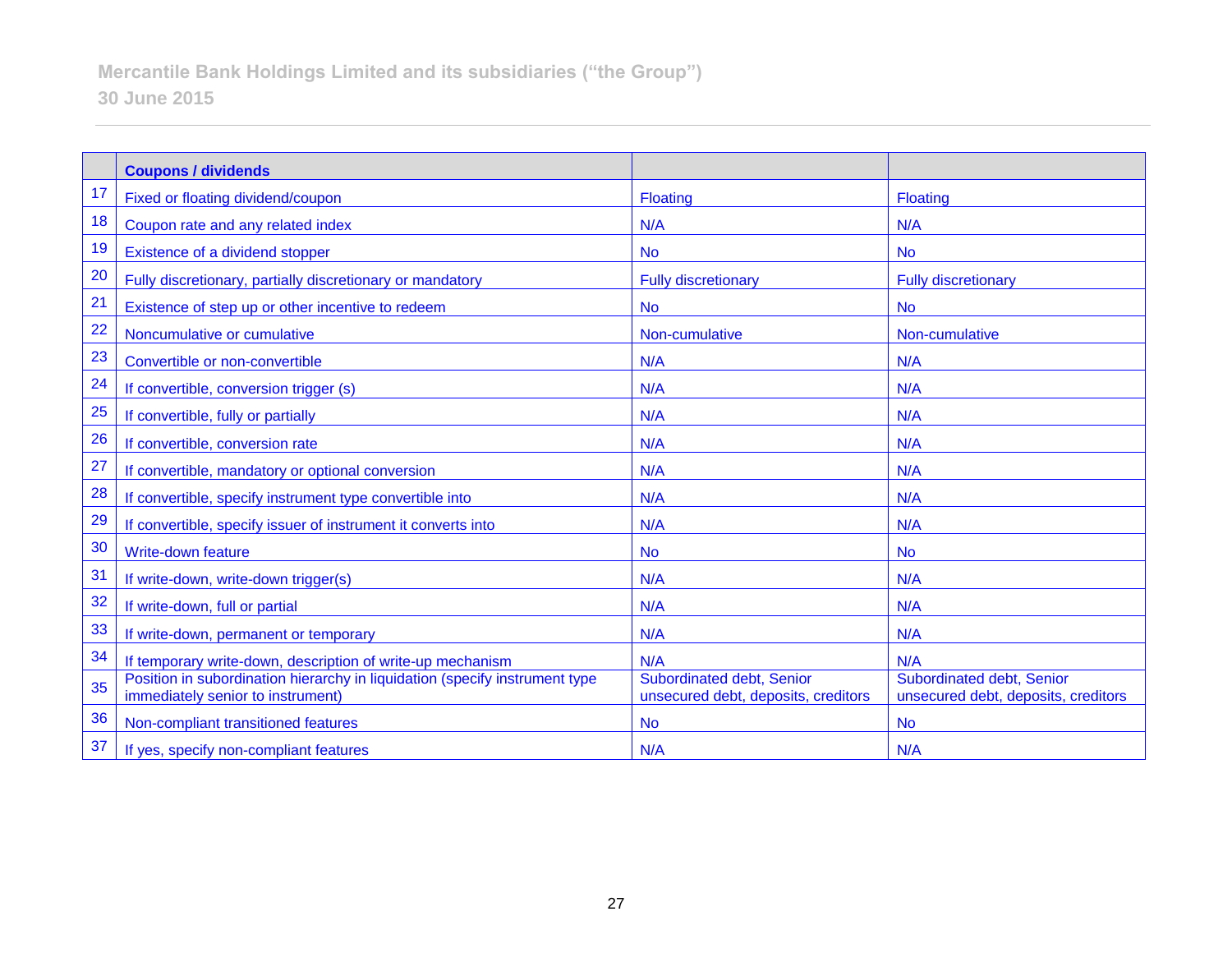| | Coupons / dividends | | |
|---|---|---|---|
| 17 | Fixed or floating dividend/coupon | Floating | Floating |
| 18 | Coupon rate and any related index | N/A | N/A |
| 19 | Existence of a dividend stopper | No | No |
| 20 | Fully discretionary, partially discretionary or mandatory | Fully discretionary | Fully discretionary |
| 21 | Existence of step up or other incentive to redeem | No | No |
| 22 | Noncumulative or cumulative | Non-cumulative | Non-cumulative |
| 23 | Convertible or non-convertible | N/A | N/A |
| 24 | If convertible, conversion trigger (s) | N/A | N/A |
| 25 | If convertible, fully or partially | N/A | N/A |
| 26 | If convertible, conversion rate | N/A | N/A |
| 27 | If convertible, mandatory or optional conversion | N/A | N/A |
| 28 | If convertible, specify instrument type convertible into | N/A | N/A |
| 29 | If convertible, specify issuer of instrument it converts into | N/A | N/A |
| 30 | Write-down feature | No | No |
| 31 | If write-down, write-down trigger(s) | N/A | N/A |
| 32 | If write-down, full or partial | N/A | N/A |
| 33 | If write-down, permanent or temporary | N/A | N/A |
| 34 | If temporary write-down, description of write-up mechanism | N/A | N/A |
| 35 | Position in subordination hierarchy in liquidation (specify instrument type immediately senior to instrument) | Subordinated debt, Senior unsecured debt, deposits, creditors | Subordinated debt, Senior unsecured debt, deposits, creditors |
| 36 | Non-compliant transitioned features | No | No |
| 37 | If yes, specify non-compliant features | N/A | N/A |